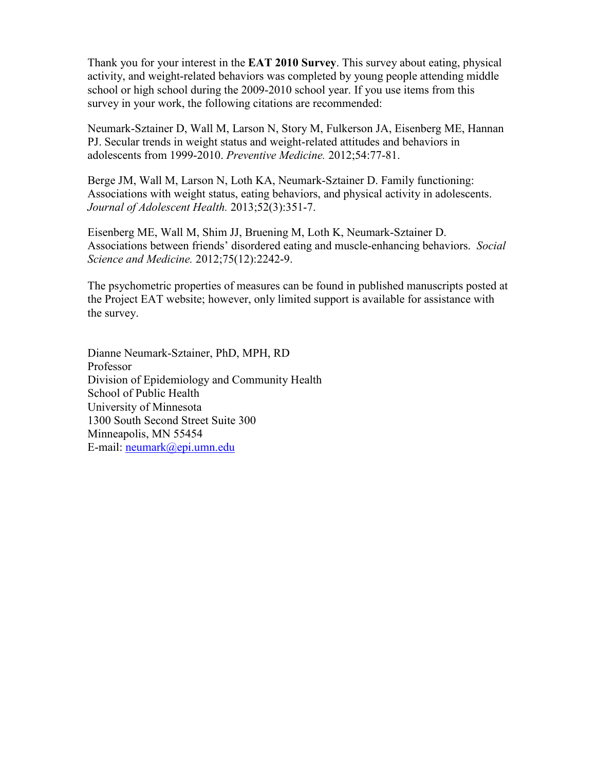Thank you for your interest in the **EAT 2010 Survey**. This survey about eating, physical activity, and weight-related behaviors was completed by young people attending middle school or high school during the 2009-2010 school year. If you use items from this survey in your work, the following citations are recommended:

Neumark-Sztainer D, Wall M, Larson N, Story M, Fulkerson JA, Eisenberg ME, Hannan PJ. Secular trends in weight status and weight-related attitudes and behaviors in adolescents from 1999-2010. *Preventive Medicine.* 2012;54:77-81.

Berge JM, Wall M, Larson N, Loth KA, Neumark-Sztainer D. Family functioning: Associations with weight status, eating behaviors, and physical activity in adolescents. *Journal of Adolescent Health.* 2013;52(3):351-7.

Eisenberg ME, Wall M, Shim JJ, Bruening M, Loth K, Neumark-Sztainer D. Associations between friends' disordered eating and muscle-enhancing behaviors. *Social Science and Medicine.* 2012;75(12):2242-9.

The psychometric properties of measures can be found in published manuscripts posted at the Project EAT website; however, only limited support is available for assistance with the survey.

Dianne Neumark-Sztainer, PhD, MPH, RD
Professor
Division of Epidemiology and Community Health
School of Public Health
University of Minnesota
1300 South Second Street Suite 300
Minneapolis, MN 55454
E-mail: neumark@epi.umn.edu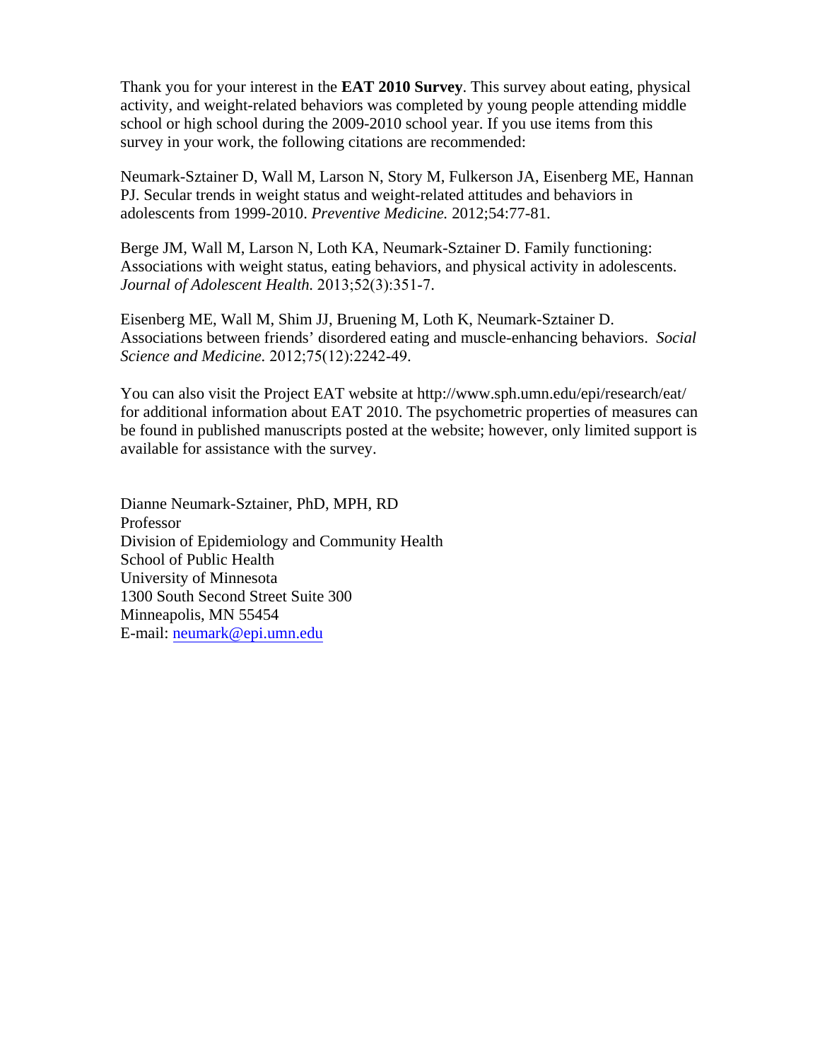Thank you for your interest in the **EAT 2010 Survey**. This survey about eating, physical activity, and weight-related behaviors was completed by young people attending middle school or high school during the 2009-2010 school year. If you use items from this survey in your work, the following citations are recommended:

Neumark-Sztainer D, Wall M, Larson N, Story M, Fulkerson JA, Eisenberg ME, Hannan PJ. Secular trends in weight status and weight-related attitudes and behaviors in adolescents from 1999-2010. *Preventive Medicine.* 2012;54:77-81.

Berge JM, Wall M, Larson N, Loth KA, Neumark-Sztainer D. Family functioning: Associations with weight status, eating behaviors, and physical activity in adolescents. *Journal of Adolescent Health.* 2013;52(3):351-7.

Eisenberg ME, Wall M, Shim JJ, Bruening M, Loth K, Neumark-Sztainer D. Associations between friends' disordered eating and muscle-enhancing behaviors. *Social Science and Medicine.* 2012;75(12):2242-49.

You can also visit the Project EAT website at http://www.sph.umn.edu/epi/research/eat/ for additional information about EAT 2010. The psychometric properties of measures can be found in published manuscripts posted at the website; however, only limited support is available for assistance with the survey.

Dianne Neumark-Sztainer, PhD, MPH, RD
Professor
Division of Epidemiology and Community Health
School of Public Health
University of Minnesota
1300 South Second Street Suite 300
Minneapolis, MN 55454
E-mail: neumark@epi.umn.edu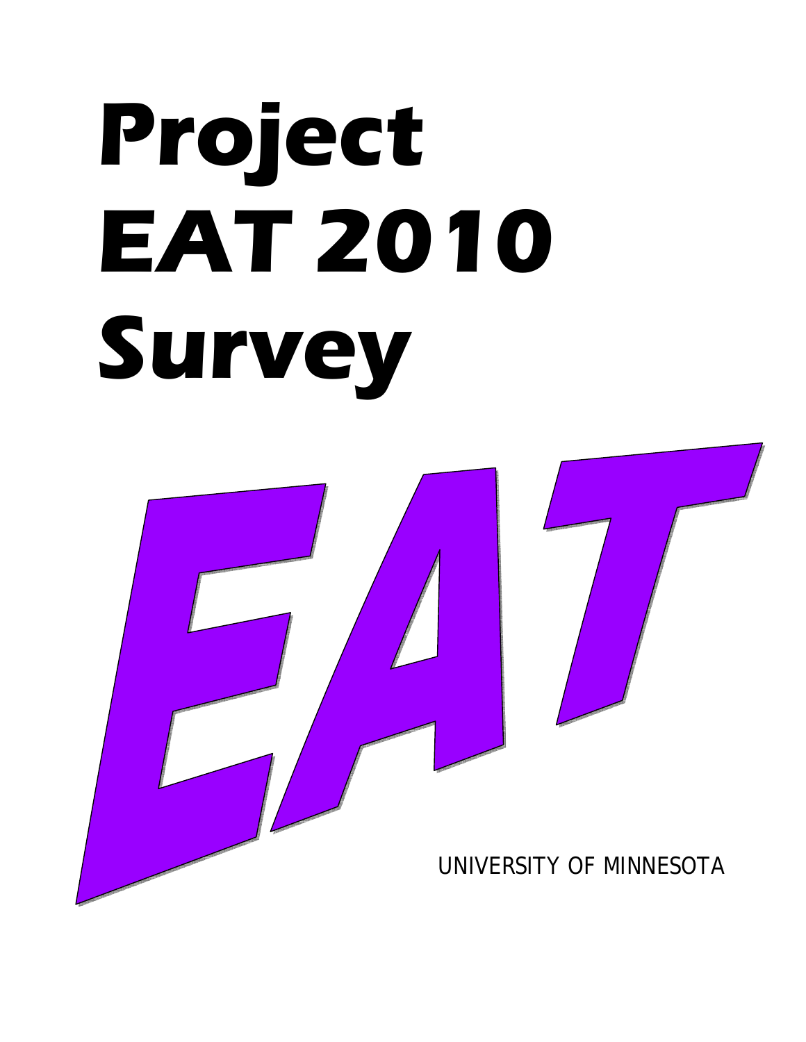# Project EAT 2010 Survey

EAT

UNIVERSITY OF MINNESOTA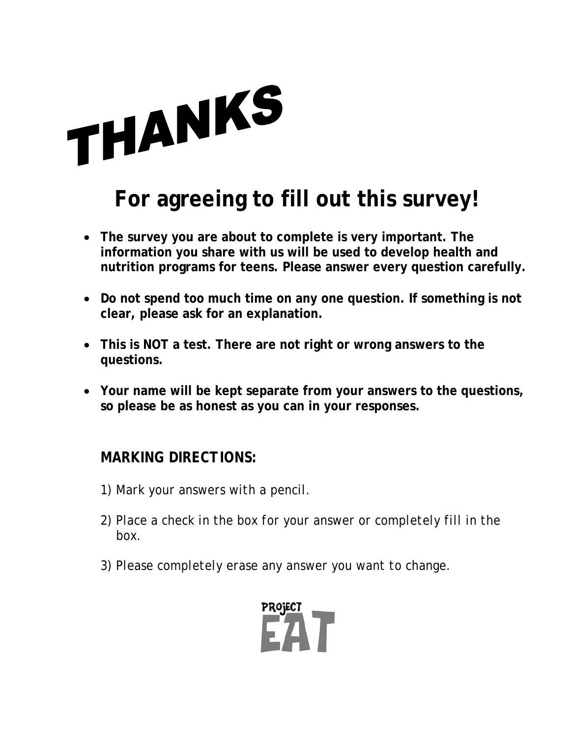# THANKS

## For agreeing to fill out this survey!

- **The survey you are about to complete is very important. The information you share with us will be used to develop health and nutrition programs for teens. Please answer every question carefully.**

- **Do not spend too much time on any one question. If something is not clear, please ask for an explanation.**

- **This is NOT a test. There are not right or wrong answers to the questions.**

- **Your name will be kept separate from your answers to the questions, so please be as honest as you can in your responses.**

**MARKING DIRECTIONS:**

1) *Mark your answers with a pencil.*

2) *Place a check in the box for your answer or completely fill in the box.*

3) *Please completely erase any answer you want to change.*

PROJECT EAT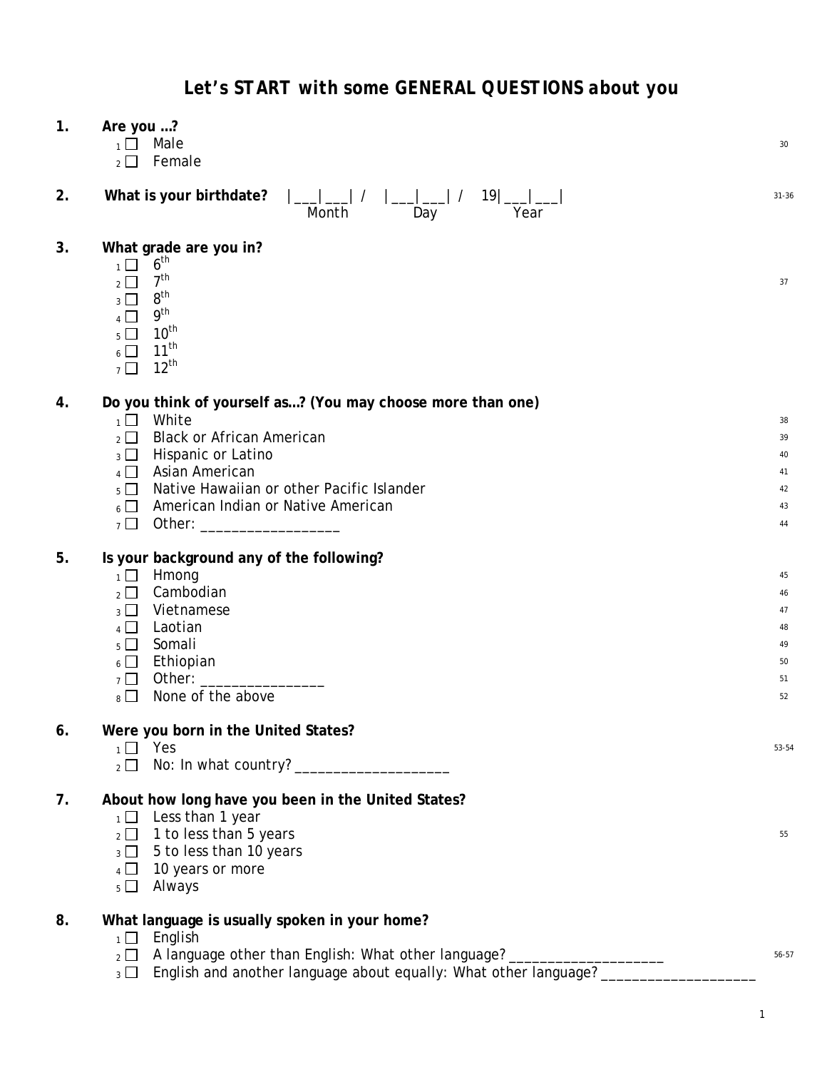# Let's START with some GENERAL QUESTIONS about you

**1. Are you …?**

- 1 ☐ Male
- 2 ☐ Female

30

**2. What is your birthdate?** |___|___| / |___|___| / 19|___|___|
Month Day Year

31-36

**3. What grade are you in?**

- 1 ☐ 6th
- 2 ☐ 7th
- 3 ☐ 8th
- 4 ☐ 9th
- 5 ☐ 10th
- 6 ☐ 11th
- 7 ☐ 12th

37

**4. Do you think of yourself as…? (You may choose more than one)**

- 1 ☐ White — 38
- 2 ☐ Black or African American — 39
- 3 ☐ Hispanic or Latino — 40
- 4 ☐ Asian American — 41
- 5 ☐ Native Hawaiian or other Pacific Islander — 42
- 6 ☐ American Indian or Native American — 43
- 7 ☐ Other: _________________ — 44

**5. Is your background any of the following?**

- 1 ☐ Hmong — 45
- 2 ☐ Cambodian — 46
- 3 ☐ Vietnamese — 47
- 4 ☐ Laotian — 48
- 5 ☐ Somali — 49
- 6 ☐ Ethiopian — 50
- 7 ☐ Other: _______________ — 51
- 8 ☐ None of the above — 52

**6. Were you born in the United States?**

- 1 ☐ Yes
- 2 ☐ No: In what country? ___________________

53-54

**7. About how long have you been in the United States?**

- 1 ☐ Less than 1 year
- 2 ☐ 1 to less than 5 years
- 3 ☐ 5 to less than 10 years
- 4 ☐ 10 years or more
- 5 ☐ Always

55

**8. What language is usually spoken in your home?**

- 1 ☐ English
- 2 ☐ A language other than English: What other language? ____________________
- 3 ☐ English and another language about equally: What other language? ____________________

56-57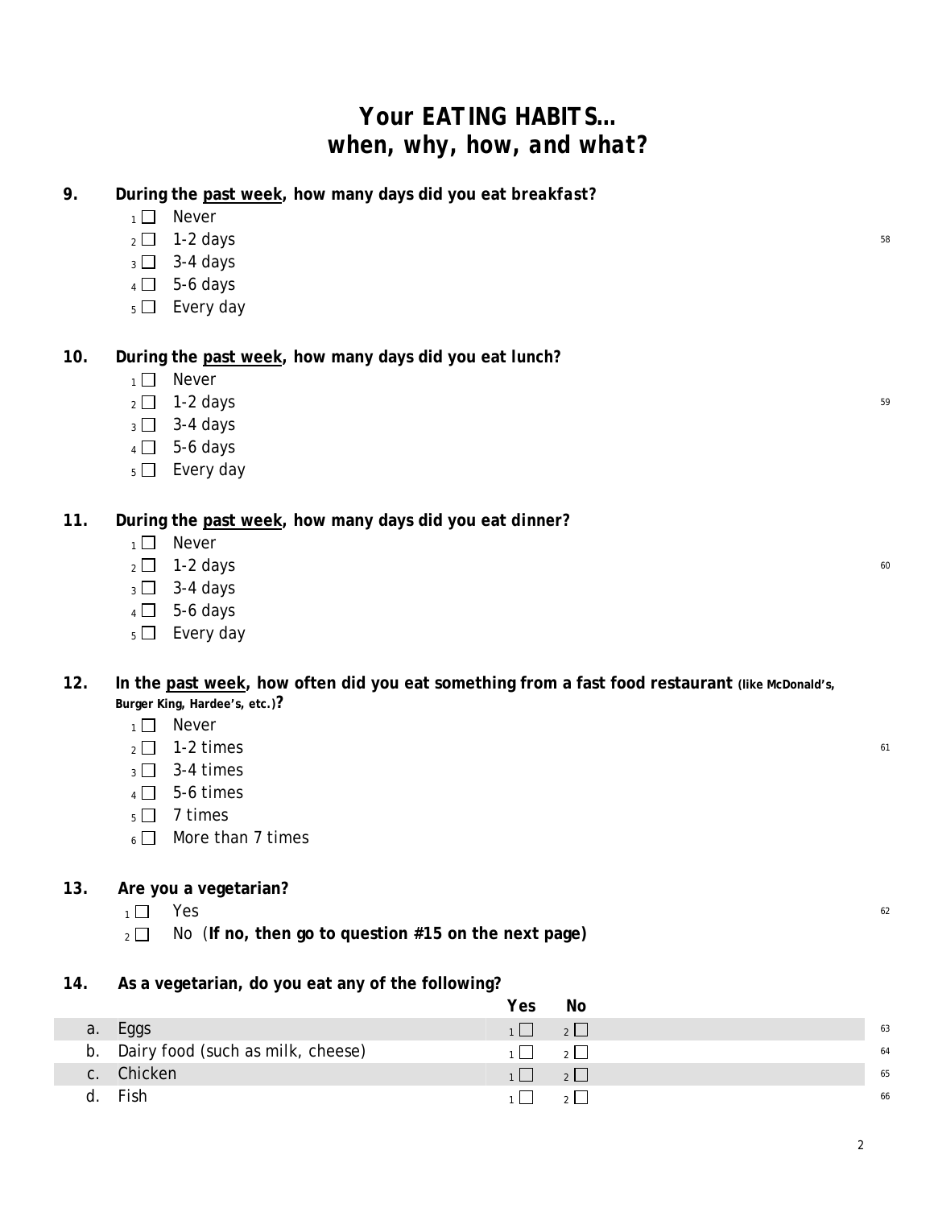# Your EATING HABITS… *when, why, how, and what?*

**9. During the past week, how many days did you eat *breakfast*?**

- 1 ☐ Never
- 2 ☐ 1-2 days
- 3 ☐ 3-4 days
- 4 ☐ 5-6 days
- 5 ☐ Every day

58

**10. During the past week, how many days did you eat *lunch*?**

- 1 ☐ Never
- 2 ☐ 1-2 days
- 3 ☐ 3-4 days
- 4 ☐ 5-6 days
- 5 ☐ Every day

59

**11. During the past week, how many days did you eat *dinner*?**

- 1 ☐ Never
- 2 ☐ 1-2 days
- 3 ☐ 3-4 days
- 4 ☐ 5-6 days
- 5 ☐ Every day

60

**12. In the past week, how often did you eat something from a fast food restaurant (like McDonald's, Burger King, Hardee's, etc.)?**

- 1 ☐ Never
- 2 ☐ 1-2 times
- 3 ☐ 3-4 times
- 4 ☐ 5-6 times
- 5 ☐ 7 times
- 6 ☐ More than 7 times

61

**13. Are you a vegetarian?**

- 1 ☐ Yes
- 2 ☐ No (**If no, then go to question #15 on the next page**)

62

**14. As a vegetarian, do you eat any of the following?**

| | | Yes | No | |
|---|---|---|---|---|
| a. | Eggs | 1 ☐ | 2 ☐ | 63 |
| b. | Dairy food (such as milk, cheese) | 1 ☐ | 2 ☐ | 64 |
| c. | Chicken | 1 ☐ | 2 ☐ | 65 |
| d. | Fish | 1 ☐ | 2 ☐ | 66 |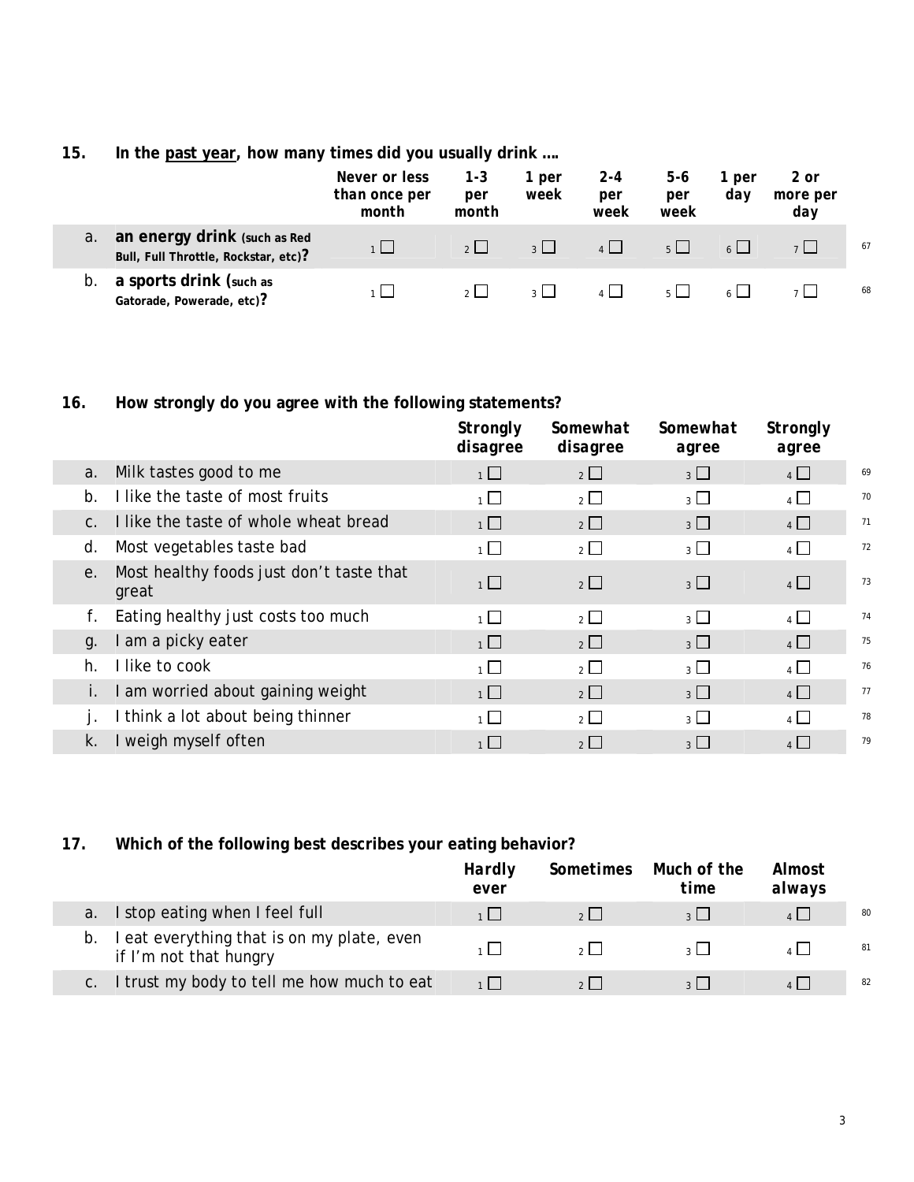**15. In the past year, how many times did you usually drink ….**

| | | Never or less than once per month | 1-3 per month | 1 per week | 2-4 per week | 5-6 per week | 1 per day | 2 or more per day | |
|---|---|---|---|---|---|---|---|---|---|
| a. | **an energy drink** (such as Red Bull, Full Throttle, Rockstar, etc)**?** | 1 ☐ | 2 ☐ | 3 ☐ | 4 ☐ | 5 ☐ | 6 ☐ | 7 ☐ | 67 |
| b. | **a sports drink** (such as Gatorade, Powerade, etc)**?** | 1 ☐ | 2 ☐ | 3 ☐ | 4 ☐ | 5 ☐ | 6 ☐ | 7 ☐ | 68 |

**16. How strongly do you agree with the following statements?**

| | | Strongly disagree | Somewhat disagree | Somewhat agree | Strongly agree | |
|---|---|---|---|---|---|---|
| a. | Milk tastes good to me | 1 ☐ | 2 ☐ | 3 ☐ | 4 ☐ | 69 |
| b. | I like the taste of most fruits | 1 ☐ | 2 ☐ | 3 ☐ | 4 ☐ | 70 |
| c. | I like the taste of whole wheat bread | 1 ☐ | 2 ☐ | 3 ☐ | 4 ☐ | 71 |
| d. | Most vegetables taste bad | 1 ☐ | 2 ☐ | 3 ☐ | 4 ☐ | 72 |
| e. | Most healthy foods just don't taste that great | 1 ☐ | 2 ☐ | 3 ☐ | 4 ☐ | 73 |
| f. | Eating healthy just costs too much | 1 ☐ | 2 ☐ | 3 ☐ | 4 ☐ | 74 |
| g. | I am a picky eater | 1 ☐ | 2 ☐ | 3 ☐ | 4 ☐ | 75 |
| h. | I like to cook | 1 ☐ | 2 ☐ | 3 ☐ | 4 ☐ | 76 |
| i. | I am worried about gaining weight | 1 ☐ | 2 ☐ | 3 ☐ | 4 ☐ | 77 |
| j. | I think a lot about being thinner | 1 ☐ | 2 ☐ | 3 ☐ | 4 ☐ | 78 |
| k. | I weigh myself often | 1 ☐ | 2 ☐ | 3 ☐ | 4 ☐ | 79 |

**17. Which of the following best describes your eating behavior?**

| | | Hardly ever | Sometimes | Much of the time | Almost always | |
|---|---|---|---|---|---|---|
| a. | I stop eating when I feel full | 1 ☐ | 2 ☐ | 3 ☐ | 4 ☐ | 80 |
| b. | I eat everything that is on my plate, even if I'm not that hungry | 1 ☐ | 2 ☐ | 3 ☐ | 4 ☐ | 81 |
| c. | I trust my body to tell me how much to eat | 1 ☐ | 2 ☐ | 3 ☐ | 4 ☐ | 82 |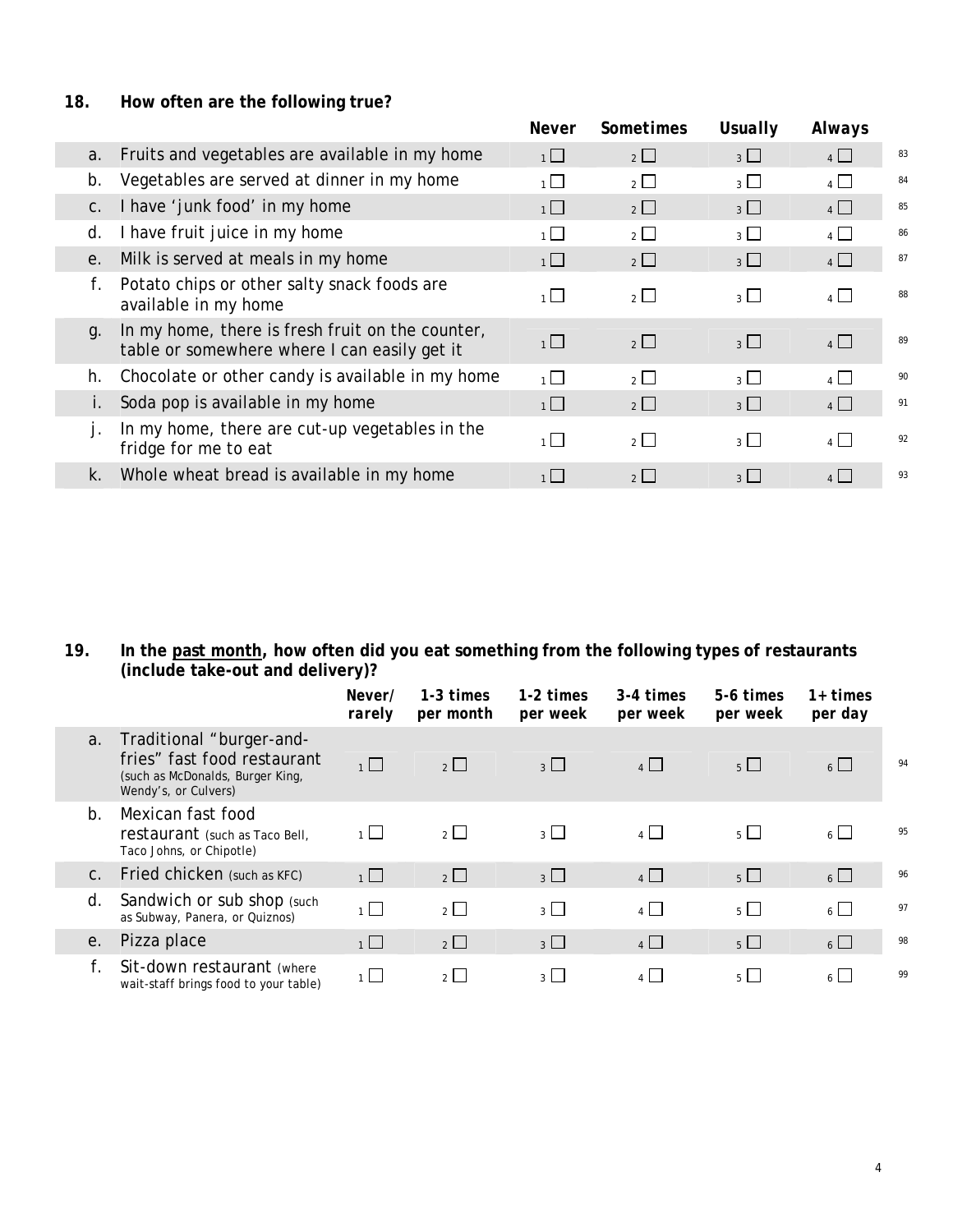**18. How often are the following true?**

| | | Never | Sometimes | Usually | Always | |
|---|---|---|---|---|---|---|
| a. | Fruits and vegetables are available in my home | 1 ☐ | 2 ☐ | 3 ☐ | 4 ☐ | 83 |
| b. | Vegetables are served at dinner in my home | 1 ☐ | 2 ☐ | 3 ☐ | 4 ☐ | 84 |
| c. | I have 'junk food' in my home | 1 ☐ | 2 ☐ | 3 ☐ | 4 ☐ | 85 |
| d. | I have fruit juice in my home | 1 ☐ | 2 ☐ | 3 ☐ | 4 ☐ | 86 |
| e. | Milk is served at meals in my home | 1 ☐ | 2 ☐ | 3 ☐ | 4 ☐ | 87 |
| f. | Potato chips or other salty snack foods are available in my home | 1 ☐ | 2 ☐ | 3 ☐ | 4 ☐ | 88 |
| g. | In my home, there is fresh fruit on the counter, table or somewhere where I can easily get it | 1 ☐ | 2 ☐ | 3 ☐ | 4 ☐ | 89 |
| h. | Chocolate or other candy is available in my home | 1 ☐ | 2 ☐ | 3 ☐ | 4 ☐ | 90 |
| i. | Soda pop is available in my home | 1 ☐ | 2 ☐ | 3 ☐ | 4 ☐ | 91 |
| j. | In my home, there are cut-up vegetables in the fridge for me to eat | 1 ☐ | 2 ☐ | 3 ☐ | 4 ☐ | 92 |
| k. | Whole wheat bread is available in my home | 1 ☐ | 2 ☐ | 3 ☐ | 4 ☐ | 93 |

**19. In the past month, how often did you eat something from the following types of restaurants (include take-out and delivery)?**

| | | Never/ rarely | 1-3 times per month | 1-2 times per week | 3-4 times per week | 5-6 times per week | 1+ times per day | |
|---|---|---|---|---|---|---|---|---|
| a. | Traditional "burger-and-fries" fast food restaurant (such as McDonalds, Burger King, Wendy's, or Culvers) | 1 ☐ | 2 ☐ | 3 ☐ | 4 ☐ | 5 ☐ | 6 ☐ | 94 |
| b. | Mexican fast food restaurant (such as Taco Bell, Taco Johns, or Chipotle) | 1 ☐ | 2 ☐ | 3 ☐ | 4 ☐ | 5 ☐ | 6 ☐ | 95 |
| c. | Fried chicken (such as KFC) | 1 ☐ | 2 ☐ | 3 ☐ | 4 ☐ | 5 ☐ | 6 ☐ | 96 |
| d. | Sandwich or sub shop (such as Subway, Panera, or Quiznos) | 1 ☐ | 2 ☐ | 3 ☐ | 4 ☐ | 5 ☐ | 6 ☐ | 97 |
| e. | Pizza place | 1 ☐ | 2 ☐ | 3 ☐ | 4 ☐ | 5 ☐ | 6 ☐ | 98 |
| f. | Sit-down restaurant (where wait-staff brings food to your table) | 1 ☐ | 2 ☐ | 3 ☐ | 4 ☐ | 5 ☐ | 6 ☐ | 99 |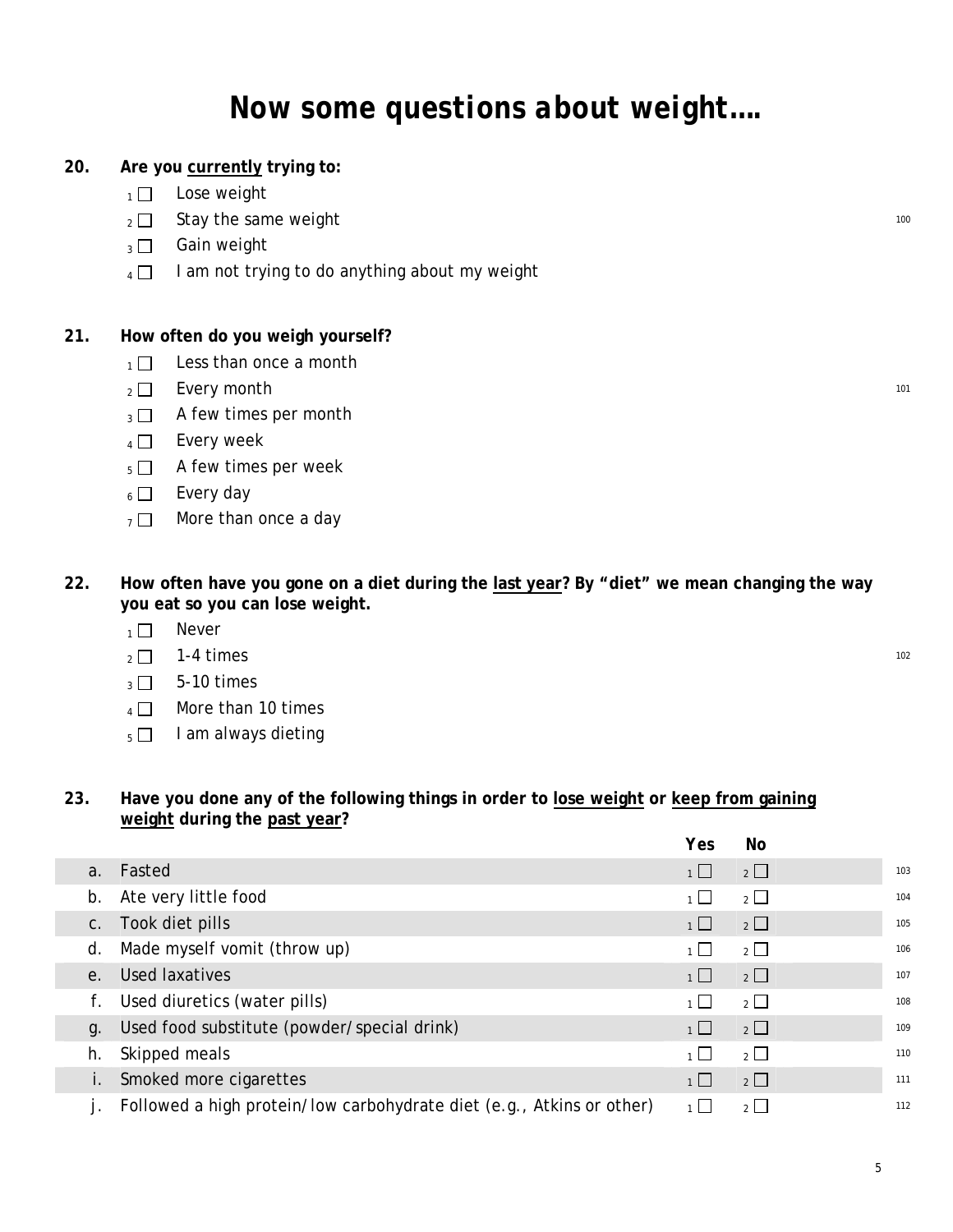# Now some questions about weight….

**20. Are you currently trying to:**

- ₁ ☐ Lose weight
- ₂ ☐ Stay the same weight
- ₃ ☐ Gain weight
- ₄ ☐ I am not trying to do anything about my weight

100

**21. How often do you weigh yourself?**

- 1 ☐ Less than once a month
- 2 ☐ Every month
- 3 ☐ A few times per month
- 4 ☐ Every week
- 5 ☐ A few times per week
- 6 ☐ Every day
- 7 ☐ More than once a day

101

**22. How often have you gone on a diet during the last year? By "diet" we mean changing the way you eat so you can lose weight.**

- 1 ☐ Never
- 2 ☐ 1-4 times
- 3 ☐ 5-10 times
- 4 ☐ More than 10 times
- 5 ☐ I am always dieting

102

**23. Have you done any of the following things in order to lose weight or keep from gaining weight during the past year?**

| | | Yes | No | |
|---|---|---|---|---|
| a. | Fasted | 1 ☐ | 2 ☐ | 103 |
| b. | Ate very little food | 1 ☐ | 2 ☐ | 104 |
| c. | Took diet pills | 1 ☐ | 2 ☐ | 105 |
| d. | Made myself vomit (throw up) | 1 ☐ | 2 ☐ | 106 |
| e. | Used laxatives | 1 ☐ | 2 ☐ | 107 |
| f. | Used diuretics (water pills) | 1 ☐ | 2 ☐ | 108 |
| g. | Used food substitute (powder/special drink) | 1 ☐ | 2 ☐ | 109 |
| h. | Skipped meals | 1 ☐ | 2 ☐ | 110 |
| i. | Smoked more cigarettes | 1 ☐ | 2 ☐ | 111 |
| j. | Followed a high protein/low carbohydrate diet (e.g., Atkins or other) | 1 ☐ | 2 ☐ | 112 |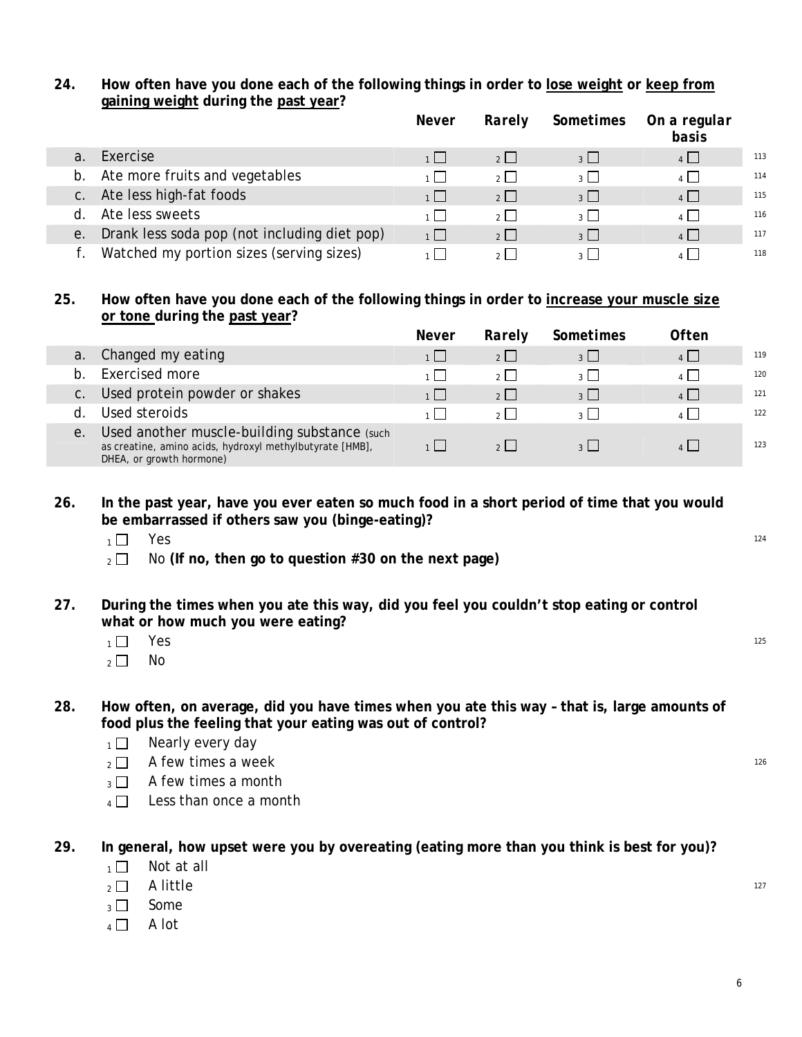**24. How often have you done each of the following things in order to <u>lose weight</u> or <u>keep from gaining weight</u> during the <u>past year</u>?**

| | | *Never* | *Rarely* | *Sometimes* | *On a regular basis* | |
|---|---|---|---|---|---|---|
| a. | Exercise | 1 ☐ | 2 ☐ | 3 ☐ | 4 ☐ | 113 |
| b. | Ate more fruits and vegetables | 1 ☐ | 2 ☐ | 3 ☐ | 4 ☐ | 114 |
| c. | Ate less high-fat foods | 1 ☐ | 2 ☐ | 3 ☐ | 4 ☐ | 115 |
| d. | Ate less sweets | 1 ☐ | 2 ☐ | 3 ☐ | 4 ☐ | 116 |
| e. | Drank less soda pop (not including diet pop) | 1 ☐ | 2 ☐ | 3 ☐ | 4 ☐ | 117 |
| f. | Watched my portion sizes (serving sizes) | 1 ☐ | 2 ☐ | 3 ☐ | 4 ☐ | 118 |

**25. How often have you done each of the following things in order to <u>increase your muscle size or tone</u> during the <u>past year</u>?**

| | | *Never* | *Rarely* | *Sometimes* | *Often* | |
|---|---|---|---|---|---|---|
| a. | Changed my eating | 1 ☐ | 2 ☐ | 3 ☐ | 4 ☐ | 119 |
| b. | Exercised more | 1 ☐ | 2 ☐ | 3 ☐ | 4 ☐ | 120 |
| c. | Used protein powder or shakes | 1 ☐ | 2 ☐ | 3 ☐ | 4 ☐ | 121 |
| d. | Used steroids | 1 ☐ | 2 ☐ | 3 ☐ | 4 ☐ | 122 |
| e. | Used another muscle-building substance (such as creatine, amino acids, hydroxyl methylbutyrate [HMB], DHEA, or growth hormone) | 1 ☐ | 2 ☐ | 3 ☐ | 4 ☐ | 123 |

**26. In the past year, have you ever eaten so much food in a short period of time that you would be embarrassed if others saw you (binge-eating)?** 124

- 1 ☐ Yes
- 2 ☐ No **(If no, then go to question #30 on the next page)**

**27. During the times when you ate this way, did you feel you couldn't stop eating or control what or how much you were eating?** 125

- 1 ☐ Yes
- 2 ☐ No

**28. How often, on average, did you have times when you ate this way – that is, large amounts of food plus the feeling that your eating was out of control?** 126

- 1 ☐ Nearly every day
- 2 ☐ A few times a week
- 3 ☐ A few times a month
- 4 ☐ Less than once a month

**29. In general, how upset were you by overeating (eating more than you think is best for you)?** 127

- 1 ☐ Not at all
- 2 ☐ A little
- 3 ☐ Some
- 4 ☐ A lot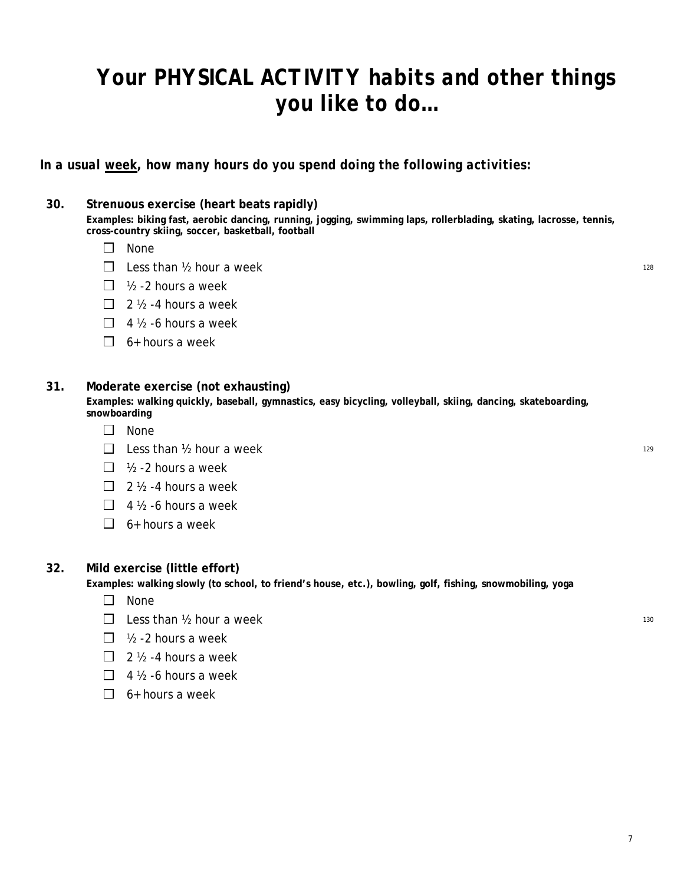# Your PHYSICAL ACTIVITY habits and other things you like to do…

***In a usual <u>week</u>, how many hours do you spend doing the following activities:***

**30. Strenuous exercise (heart beats rapidly)**

**Examples: biking fast, aerobic dancing, running, jogging, swimming laps, rollerblading, skating, lacrosse, tennis, cross-country skiing, soccer, basketball, football**

- ☐ None
- ☐ Less than ½ hour a week
- ☐ ½ -2 hours a week
- ☐ 2 ½ -4 hours a week
- ☐ 4 ½ -6 hours a week
- ☐ 6+ hours a week

128

**31. Moderate exercise (not exhausting)**

**Examples: walking quickly, baseball, gymnastics, easy bicycling, volleyball, skiing, dancing, skateboarding, snowboarding**

- ☐ None
- ☐ Less than ½ hour a week
- ☐ ½ -2 hours a week
- ☐ 2 ½ -4 hours a week
- ☐ 4 ½ -6 hours a week
- ☐ 6+ hours a week

129

**32. Mild exercise (little effort)**

**Examples: walking slowly (to school, to friend's house, etc.), bowling, golf, fishing, snowmobiling, yoga**

- ☐ None
- ☐ Less than ½ hour a week
- ☐ ½ -2 hours a week
- ☐ 2 ½ -4 hours a week
- ☐ 4 ½ -6 hours a week
- ☐ 6+ hours a week

130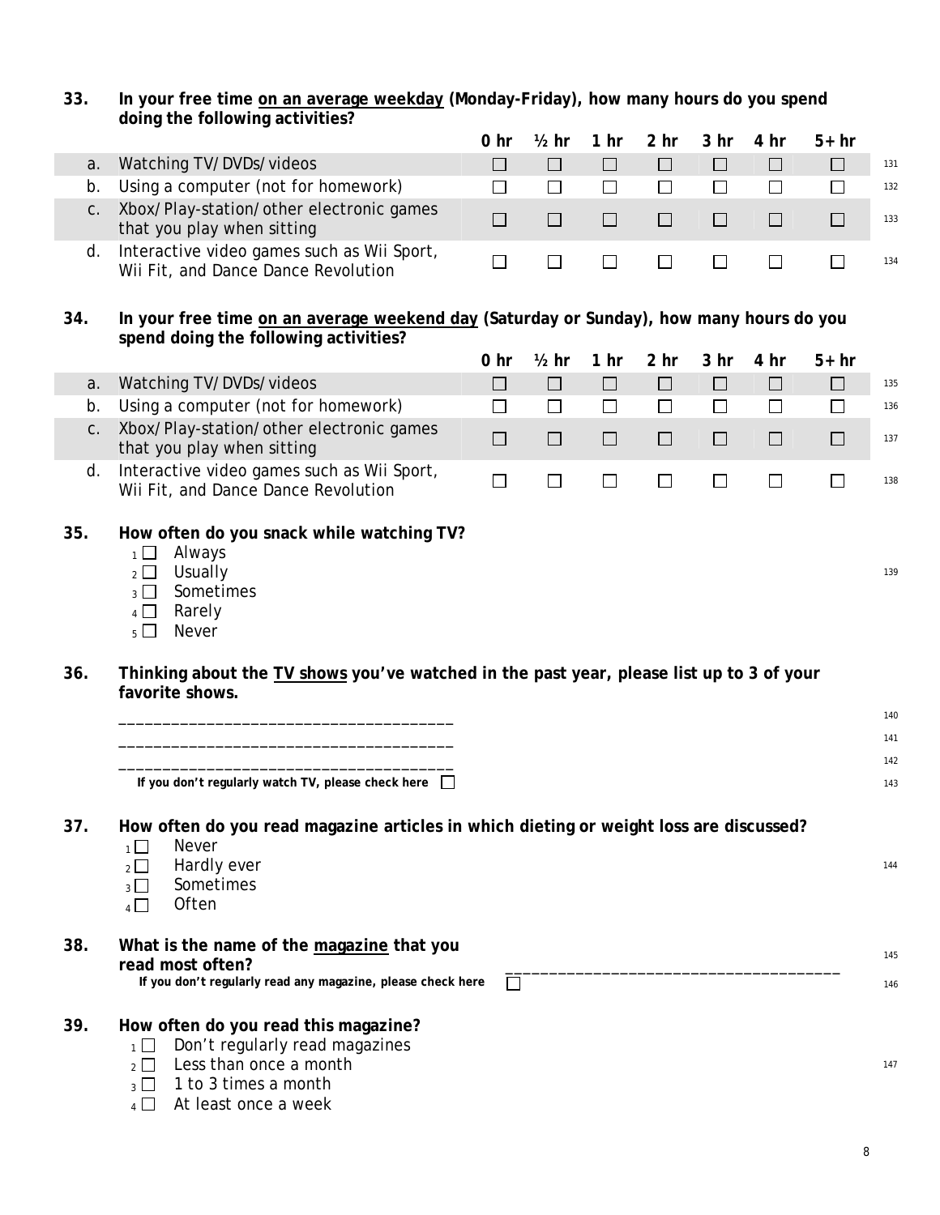**33. In your free time <u>on an average weekday</u> (Monday-Friday), how many hours do you spend doing the following activities?**

| | | 0 hr | ½ hr | 1 hr | 2 hr | 3 hr | 4 hr | 5+ hr | |
|---|---|---|---|---|---|---|---|---|---|
| a. | Watching TV/DVDs/videos | ☐ | ☐ | ☐ | ☐ | ☐ | ☐ | ☐ | 131 |
| b. | Using a computer (not for homework) | ☐ | ☐ | ☐ | ☐ | ☐ | ☐ | ☐ | 132 |
| c. | Xbox/Play-station/other electronic games that you play when sitting | ☐ | ☐ | ☐ | ☐ | ☐ | ☐ | ☐ | 133 |
| d. | Interactive video games such as Wii Sport, Wii Fit, and Dance Dance Revolution | ☐ | ☐ | ☐ | ☐ | ☐ | ☐ | ☐ | 134 |

**34. In your free time <u>on an average weekend day</u> (Saturday or Sunday), how many hours do you spend doing the following activities?**

| | | 0 hr | ½ hr | 1 hr | 2 hr | 3 hr | 4 hr | 5+ hr | |
|---|---|---|---|---|---|---|---|---|---|
| a. | Watching TV/DVDs/videos | ☐ | ☐ | ☐ | ☐ | ☐ | ☐ | ☐ | 135 |
| b. | Using a computer (not for homework) | ☐ | ☐ | ☐ | ☐ | ☐ | ☐ | ☐ | 136 |
| c. | Xbox/Play-station/other electronic games that you play when sitting | ☐ | ☐ | ☐ | ☐ | ☐ | ☐ | ☐ | 137 |
| d. | Interactive video games such as Wii Sport, Wii Fit, and Dance Dance Revolution | ☐ | ☐ | ☐ | ☐ | ☐ | ☐ | ☐ | 138 |

**35. How often do you snack while watching TV?** 139

1 ☐ Always
2 ☐ Usually
3 ☐ Sometimes
4 ☐ Rarely
5 ☐ Never

**36. Thinking about the <u>TV shows</u> you've watched in the past year, please list up to 3 of your favorite shows.**

_____________________________________ 140
_____________________________________ 141
_____________________________________ 142

**If you don't regularly watch TV, please check here** ☐ 143

**37. How often do you read magazine articles in which dieting or weight loss are discussed?** 144

1 ☐ Never
2 ☐ Hardly ever
3 ☐ Sometimes
4 ☐ Often

**38. What is the name of the <u>magazine</u> that you read most often?** _____________________________________ 145

**If you don't regularly read any magazine, please check here** ☐ 146

**39. How often do you read this magazine?** 147

1 ☐ Don't regularly read magazines
2 ☐ Less than once a month
3 ☐ 1 to 3 times a month
4 ☐ At least once a week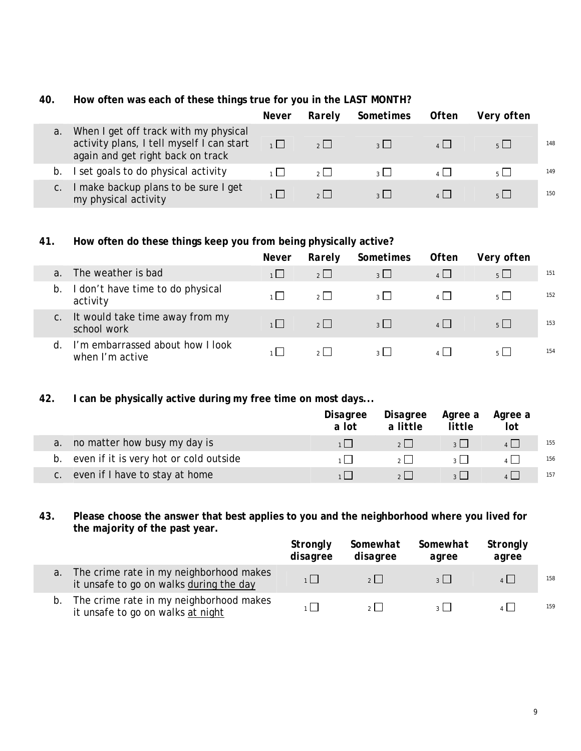**40. How often was each of these things true for you in the LAST MONTH?**

| | Never | Rarely | Sometimes | Often | Very often | |
|---|---|---|---|---|---|---|
| a. When I get off track with my physical activity plans, I tell myself I can start again and get right back on track | 1 ☐ | 2 ☐ | 3 ☐ | 4 ☐ | 5 ☐ | 148 |
| b. I set goals to do physical activity | 1 ☐ | 2 ☐ | 3 ☐ | 4 ☐ | 5 ☐ | 149 |
| c. I make backup plans to be sure I get my physical activity | 1 ☐ | 2 ☐ | 3 ☐ | 4 ☐ | 5 ☐ | 150 |

**41. How often do these things keep you from being physically active?**

| | Never | Rarely | Sometimes | Often | Very often | |
|---|---|---|---|---|---|---|
| a. The weather is bad | 1 ☐ | 2 ☐ | 3 ☐ | 4 ☐ | 5 ☐ | 151 |
| b. I don't have time to do physical activity | 1 ☐ | 2 ☐ | 3 ☐ | 4 ☐ | 5 ☐ | 152 |
| c. It would take time away from my school work | 1 ☐ | 2 ☐ | 3 ☐ | 4 ☐ | 5 ☐ | 153 |
| d. I'm embarrassed about how I look when I'm active | 1 ☐ | 2 ☐ | 3 ☐ | 4 ☐ | 5 ☐ | 154 |

**42. I can be physically active during my free time on most days...**

| | Disagree a lot | Disagree a little | Agree a little | Agree a lot | |
|---|---|---|---|---|---|
| a. no matter how busy my day is | 1 ☐ | 2 ☐ | 3 ☐ | 4 ☐ | 155 |
| b. even if it is very hot or cold outside | 1 ☐ | 2 ☐ | 3 ☐ | 4 ☐ | 156 |
| c. even if I have to stay at home | 1 ☐ | 2 ☐ | 3 ☐ | 4 ☐ | 157 |

**43. Please choose the answer that best applies to you and the neighborhood where you lived for the majority of the past year.**

| | Strongly disagree | Somewhat disagree | Somewhat agree | Strongly agree | |
|---|---|---|---|---|---|
| a. The crime rate in my neighborhood makes it unsafe to go on walks <u>during the day</u> | 1 ☐ | 2 ☐ | 3 ☐ | 4 ☐ | 158 |
| b. The crime rate in my neighborhood makes it unsafe to go on walks <u>at night</u> | 1 ☐ | 2 ☐ | 3 ☐ | 4 ☐ | 159 |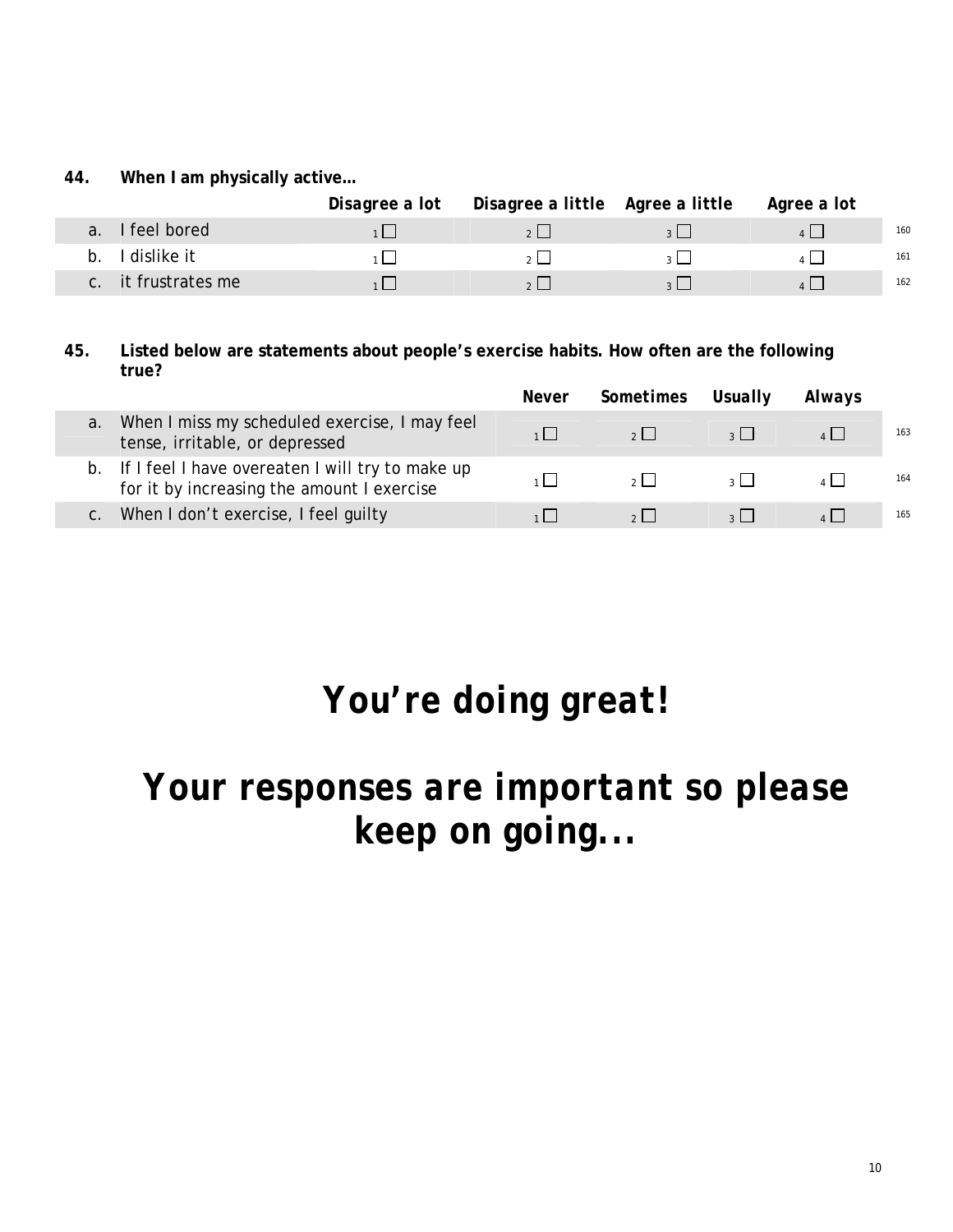**44. When I am physically active…**

| | | Disagree a lot | Disagree a little | Agree a little | Agree a lot | |
|---|---|---|---|---|---|---|
| a. | I feel bored | 1 ☐ | 2 ☐ | 3 ☐ | 4 ☐ | 160 |
| b. | I dislike it | 1 ☐ | 2 ☐ | 3 ☐ | 4 ☐ | 161 |
| c. | it frustrates me | 1 ☐ | 2 ☐ | 3 ☐ | 4 ☐ | 162 |

**45. Listed below are statements about people's exercise habits. How often are the following true?**

| | | Never | Sometimes | Usually | Always | |
|---|---|---|---|---|---|---|
| a. | When I miss my scheduled exercise, I may feel tense, irritable, or depressed | 1 ☐ | 2 ☐ | 3 ☐ | 4 ☐ | 163 |
| b. | If I feel I have overeaten I will try to make up for it by increasing the amount I exercise | 1 ☐ | 2 ☐ | 3 ☐ | 4 ☐ | 164 |
| c. | When I don't exercise, I feel guilty | 1 ☐ | 2 ☐ | 3 ☐ | 4 ☐ | 165 |

# *You're doing great!*

# *Your responses are important so please keep on going...*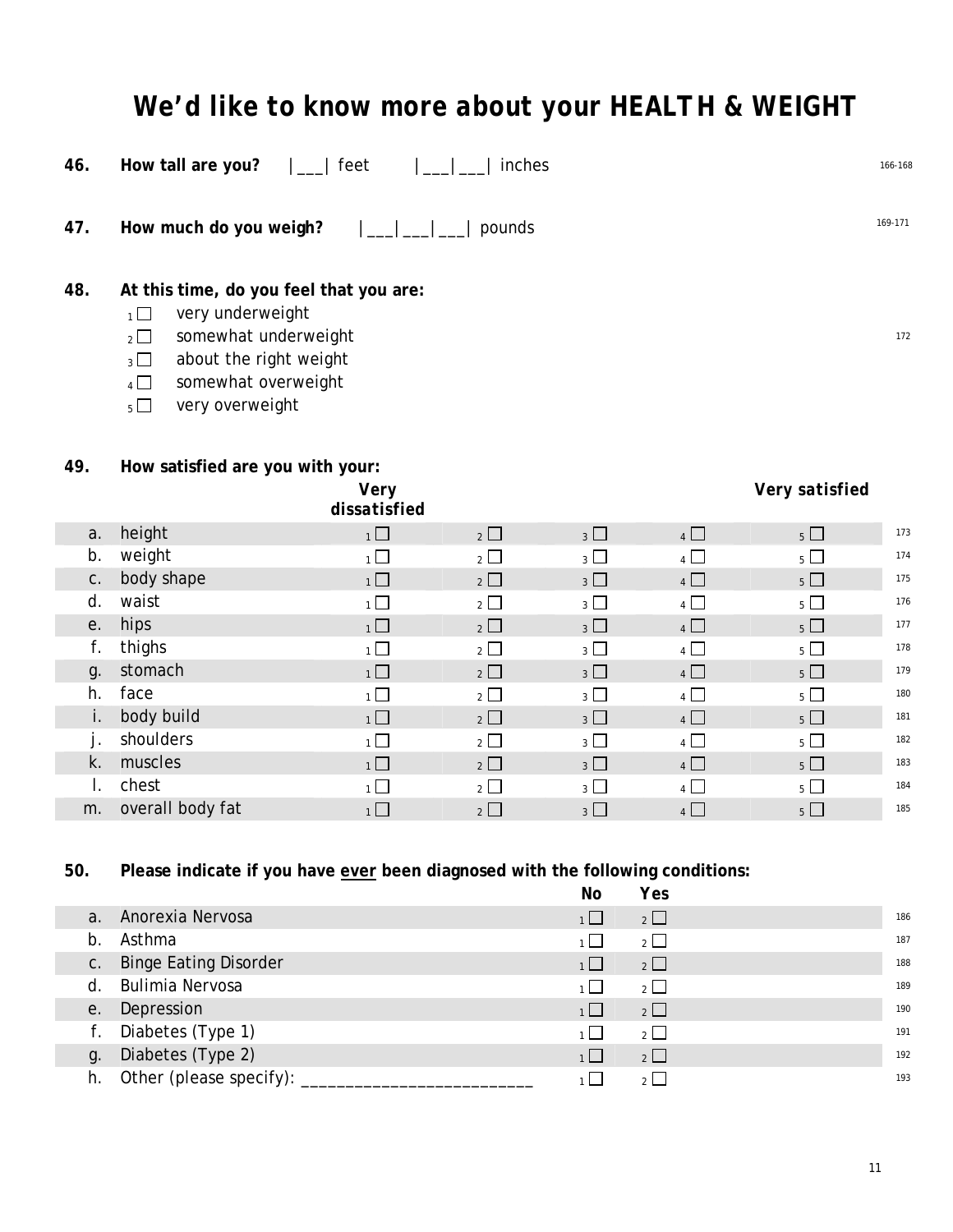// We'd like to know more about your HEALTH & WEIGHT

**46. How tall are you?** |___| feet |___|___| inches 166-168

**47. How much do you weigh?** |___|___|___| pounds 169-171

**48. At this time, do you feel that you are:** 172

- 1 ☐ very underweight
- 2 ☐ somewhat underweight
- 3 ☐ about the right weight
- 4 ☐ somewhat overweight
- 5 ☐ very overweight

**49. How satisfied are you with your:**

| | | Very dissatisfied | | | | Very satisfied | |
|---|---|---|---|---|---|---|---|
| a. | height | 1 ☐ | 2 ☐ | 3 ☐ | 4 ☐ | 5 ☐ | 173 |
| b. | weight | 1 ☐ | 2 ☐ | 3 ☐ | 4 ☐ | 5 ☐ | 174 |
| c. | body shape | 1 ☐ | 2 ☐ | 3 ☐ | 4 ☐ | 5 ☐ | 175 |
| d. | waist | 1 ☐ | 2 ☐ | 3 ☐ | 4 ☐ | 5 ☐ | 176 |
| e. | hips | 1 ☐ | 2 ☐ | 3 ☐ | 4 ☐ | 5 ☐ | 177 |
| f. | thighs | 1 ☐ | 2 ☐ | 3 ☐ | 4 ☐ | 5 ☐ | 178 |
| g. | stomach | 1 ☐ | 2 ☐ | 3 ☐ | 4 ☐ | 5 ☐ | 179 |
| h. | face | 1 ☐ | 2 ☐ | 3 ☐ | 4 ☐ | 5 ☐ | 180 |
| i. | body build | 1 ☐ | 2 ☐ | 3 ☐ | 4 ☐ | 5 ☐ | 181 |
| j. | shoulders | 1 ☐ | 2 ☐ | 3 ☐ | 4 ☐ | 5 ☐ | 182 |
| k. | muscles | 1 ☐ | 2 ☐ | 3 ☐ | 4 ☐ | 5 ☐ | 183 |
| l. | chest | 1 ☐ | 2 ☐ | 3 ☐ | 4 ☐ | 5 ☐ | 184 |
| m. | overall body fat | 1 ☐ | 2 ☐ | 3 ☐ | 4 ☐ | 5 ☐ | 185 |

**50. Please indicate if you have <u>ever</u> been diagnosed with the following conditions:**

| | | No | Yes | |
|---|---|---|---|---|
| a. | Anorexia Nervosa | 1 ☐ | 2 ☐ | 186 |
| b. | Asthma | 1 ☐ | 2 ☐ | 187 |
| c. | Binge Eating Disorder | 1 ☐ | 2 ☐ | 188 |
| d. | Bulimia Nervosa | 1 ☐ | 2 ☐ | 189 |
| e. | Depression | 1 ☐ | 2 ☐ | 190 |
| f. | Diabetes (Type 1) | 1 ☐ | 2 ☐ | 191 |
| g. | Diabetes (Type 2) | 1 ☐ | 2 ☐ | 192 |
| h. | Other (please specify): _________________________ | 1 ☐ | 2 ☐ | 193 |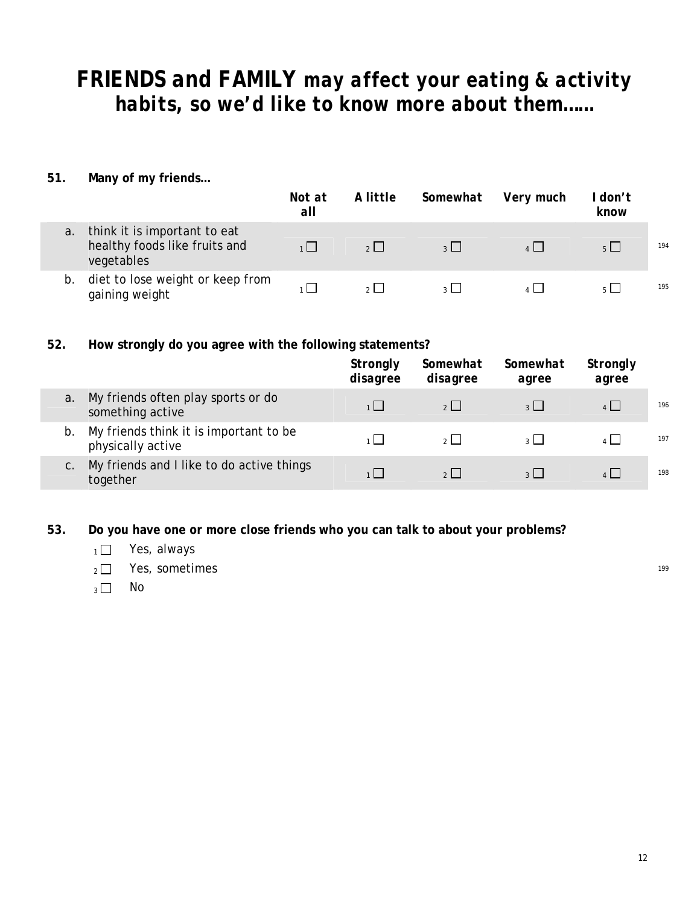# FRIENDS and FAMILY may affect your eating & activity habits, so we'd like to know more about them……

**51. Many of my friends…**

| | | Not at all | A little | Somewhat | Very much | I don't know | |
|---|---|---|---|---|---|---|---|
| a. | think it is important to eat healthy foods like fruits and vegetables | 1 ☐ | 2 ☐ | 3 ☐ | 4 ☐ | 5 ☐ | 194 |
| b. | diet to lose weight or keep from gaining weight | 1 ☐ | 2 ☐ | 3 ☐ | 4 ☐ | 5 ☐ | 195 |

**52. How strongly do you agree with the following statements?**

| | | Strongly disagree | Somewhat disagree | Somewhat agree | Strongly agree | |
|---|---|---|---|---|---|---|
| a. | My friends often play sports or do something active | 1 ☐ | 2 ☐ | 3 ☐ | 4 ☐ | 196 |
| b. | My friends think it is important to be physically active | 1 ☐ | 2 ☐ | 3 ☐ | 4 ☐ | 197 |
| c. | My friends and I like to do active things together | 1 ☐ | 2 ☐ | 3 ☐ | 4 ☐ | 198 |

**53. Do you have one or more close friends who you can talk to about your problems?**

1 ☐ Yes, always
2 ☐ Yes, sometimes
3 ☐ No

199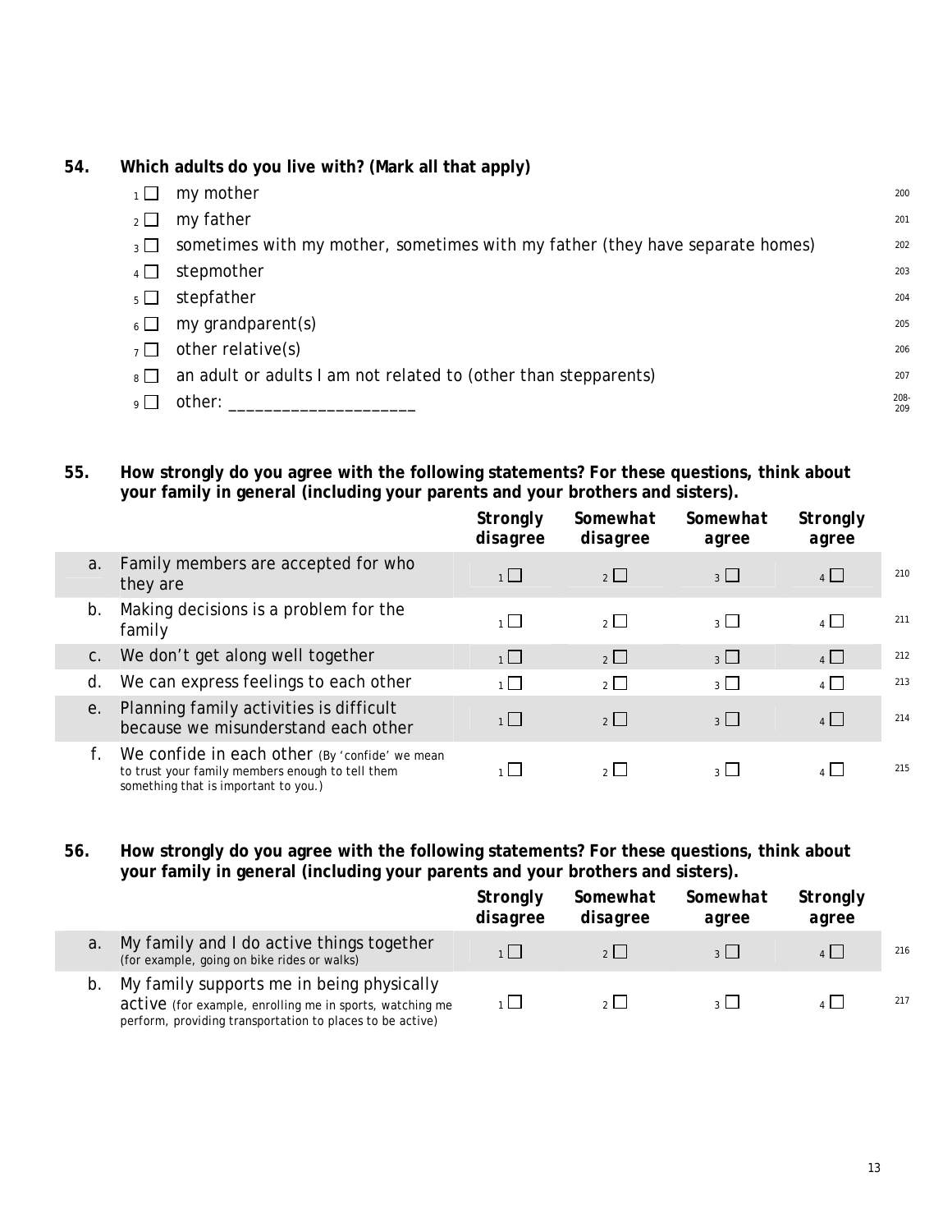**54. Which adults do you live with? (Mark all that apply)**

- 1 ☐ my mother — 200
- 2 ☐ my father — 201
- 3 ☐ sometimes with my mother, sometimes with my father (they have separate homes) — 202
- 4 ☐ stepmother — 203
- 5 ☐ stepfather — 204
- 6 ☐ my grandparent(s) — 205
- 7 ☐ other relative(s) — 206
- 8 ☐ an adult or adults I am not related to (other than stepparents) — 207
- 9 ☐ other: ____________________ — 208-209

**55. How strongly do you agree with the following statements? For these questions, think about your family in general (including your parents and your brothers and sisters).**

| | | *Strongly disagree* | *Somewhat disagree* | *Somewhat agree* | *Strongly agree* | |
|---|---|---|---|---|---|---|
| a. | Family members are accepted for who they are | 1 ☐ | 2 ☐ | 3 ☐ | 4 ☐ | 210 |
| b. | Making decisions is a problem for the family | 1 ☐ | 2 ☐ | 3 ☐ | 4 ☐ | 211 |
| c. | We don't get along well together | 1 ☐ | 2 ☐ | 3 ☐ | 4 ☐ | 212 |
| d. | We can express feelings to each other | 1 ☐ | 2 ☐ | 3 ☐ | 4 ☐ | 213 |
| e. | Planning family activities is difficult because we misunderstand each other | 1 ☐ | 2 ☐ | 3 ☐ | 4 ☐ | 214 |
| f. | We confide in each other (By 'confide' we mean to trust your family members enough to tell them something that is important to you.) | 1 ☐ | 2 ☐ | 3 ☐ | 4 ☐ | 215 |

**56. How strongly do you agree with the following statements? For these questions, think about your family in general (including your parents and your brothers and sisters).**

| | | *Strongly disagree* | *Somewhat disagree* | *Somewhat agree* | *Strongly agree* | |
|---|---|---|---|---|---|---|
| a. | My family and I do active things together (for example, going on bike rides or walks) | 1 ☐ | 2 ☐ | 3 ☐ | 4 ☐ | 216 |
| b. | My family supports me in being physically active (for example, enrolling me in sports, watching me perform, providing transportation to places to be active) | 1 ☐ | 2 ☐ | 3 ☐ | 4 ☐ | 217 |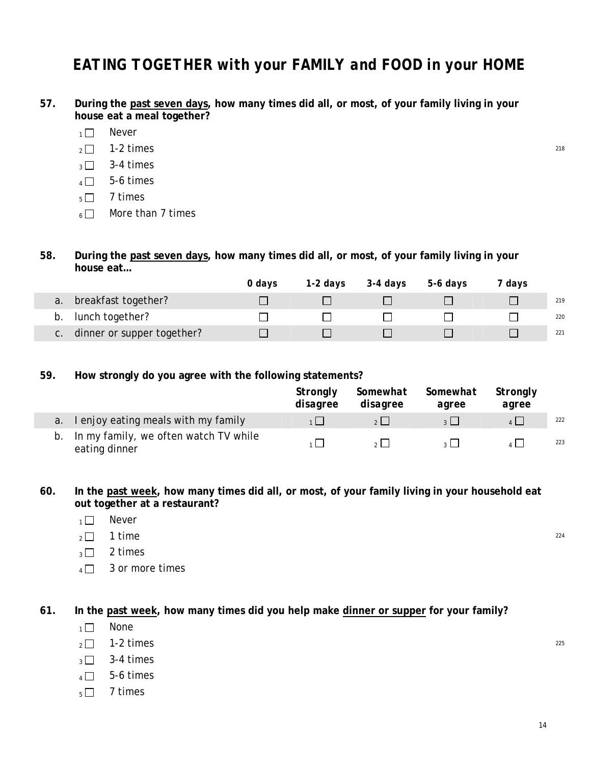# EATING TOGETHER with your FAMILY and FOOD in your HOME

**57. During the past seven days, how many times did all, or most, of your family living in your house eat a meal together?**

- 1 ☐ Never
- 2 ☐ 1-2 times
- 3 ☐ 3-4 times
- 4 ☐ 5-6 times
- 5 ☐ 7 times
- 6 ☐ More than 7 times

218

**58. During the past seven days, how many times did all, or most, of your family living in your house eat…**

| | | 0 days | 1-2 days | 3-4 days | 5-6 days | 7 days | |
|---|---|---|---|---|---|---|---|
| a. | breakfast together? | ☐ | ☐ | ☐ | ☐ | ☐ | 219 |
| b. | lunch together? | ☐ | ☐ | ☐ | ☐ | ☐ | 220 |
| c. | dinner or supper together? | ☐ | ☐ | ☐ | ☐ | ☐ | 221 |

**59. How strongly do you agree with the following statements?**

| | | Strongly disagree | Somewhat disagree | Somewhat agree | Strongly agree | |
|---|---|---|---|---|---|---|
| a. | I enjoy eating meals with my family | 1 ☐ | 2 ☐ | 3 ☐ | 4 ☐ | 222 |
| b. | In my family, we often watch TV while eating dinner | 1 ☐ | 2 ☐ | 3 ☐ | 4 ☐ | 223 |

**60. In the past week, how many times did all, or most, of your family living in your household eat out together at a restaurant?**

- 1 ☐ Never
- 2 ☐ 1 time
- 3 ☐ 2 times
- 4 ☐ 3 or more times

224

**61. In the past week, how many times did you help make dinner or supper for your family?**

- 1 ☐ None
- 2 ☐ 1-2 times
- 3 ☐ 3-4 times
- 4 ☐ 5-6 times
- 5 ☐ 7 times

225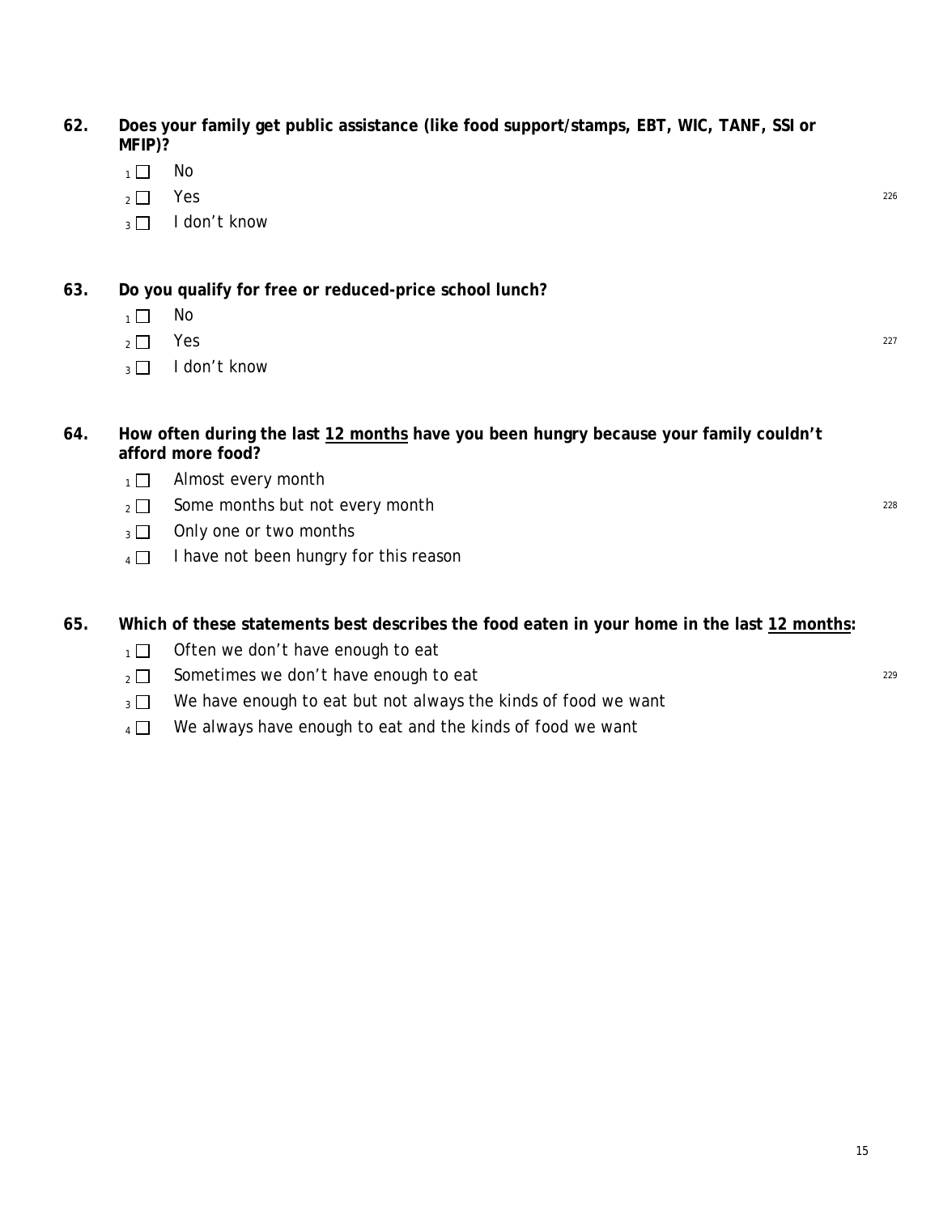**62. Does your family get public assistance (like food support/stamps, EBT, WIC, TANF, SSI or MFIP)?**

- 1 ☐ No
- 2 ☐ Yes
- 3 ☐ I don't know

226

**63. Do you qualify for free or reduced-price school lunch?**

- 1 ☐ No
- 2 ☐ Yes
- 3 ☐ I don't know

227

**64. How often during the last <u>12 months</u> have you been hungry because your family couldn't afford more food?**

- 1 ☐ Almost every month
- 2 ☐ Some months but not every month
- 3 ☐ Only one or two months
- 4 ☐ I have not been hungry for this reason

228

**65. Which of these statements best describes the food eaten in your home in the last <u>12 months</u>:**

- 1 ☐ Often we don't have enough to eat
- 2 ☐ Sometimes we don't have enough to eat
- 3 ☐ We have enough to eat but not always the kinds of food we want
- 4 ☐ We always have enough to eat and the kinds of food we want

229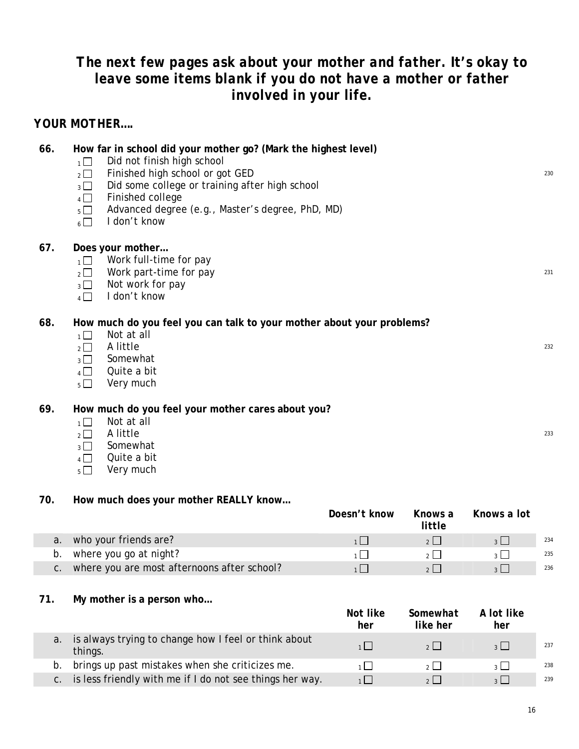## *The next few pages ask about your mother and father. It's okay to leave some items blank if you do not have a mother or father involved in your life.*

### YOUR MOTHER….

**66. How far in school did your mother go? (Mark the highest level)**

- 1 ☐ Did not finish high school
- 2 ☐ Finished high school or got GED
- 3 ☐ Did some college or training after high school
- 4 ☐ Finished college
- 5 ☐ Advanced degree (e.g., Master's degree, PhD, MD)
- 6 ☐ I don't know

230

**67. Does your mother…**

- 1 ☐ Work full-time for pay
- 2 ☐ Work part-time for pay
- 3 ☐ Not work for pay
- 4 ☐ I don't know

231

**68. How much do you feel you can talk to your mother about your problems?**

- 1 ☐ Not at all
- 2 ☐ A little
- 3 ☐ Somewhat
- 4 ☐ Quite a bit
- 5 ☐ Very much

232

**69. How much do you feel your mother cares about you?**

- 1 ☐ Not at all
- 2 ☐ A little
- 3 ☐ Somewhat
- 4 ☐ Quite a bit
- 5 ☐ Very much

233

**70. How much does your mother REALLY know…**

| | | Doesn't know | Knows a little | Knows a lot | |
|---|---|---|---|---|---|
| a. | who your friends are? | 1 ☐ | 2 ☐ | 3 ☐ | 234 |
| b. | where you go at night? | 1 ☐ | 2 ☐ | 3 ☐ | 235 |
| c. | where you are most afternoons after school? | 1 ☐ | 2 ☐ | 3 ☐ | 236 |

**71. My mother is a person who…**

| | | Not like her | Somewhat like her | A lot like her | |
|---|---|---|---|---|---|
| a. | is always trying to change how I feel or think about things. | 1 ☐ | 2 ☐ | 3 ☐ | 237 |
| b. | brings up past mistakes when she criticizes me. | 1 ☐ | 2 ☐ | 3 ☐ | 238 |
| c. | is less friendly with me if I do not see things her way. | 1 ☐ | 2 ☐ | 3 ☐ | 239 |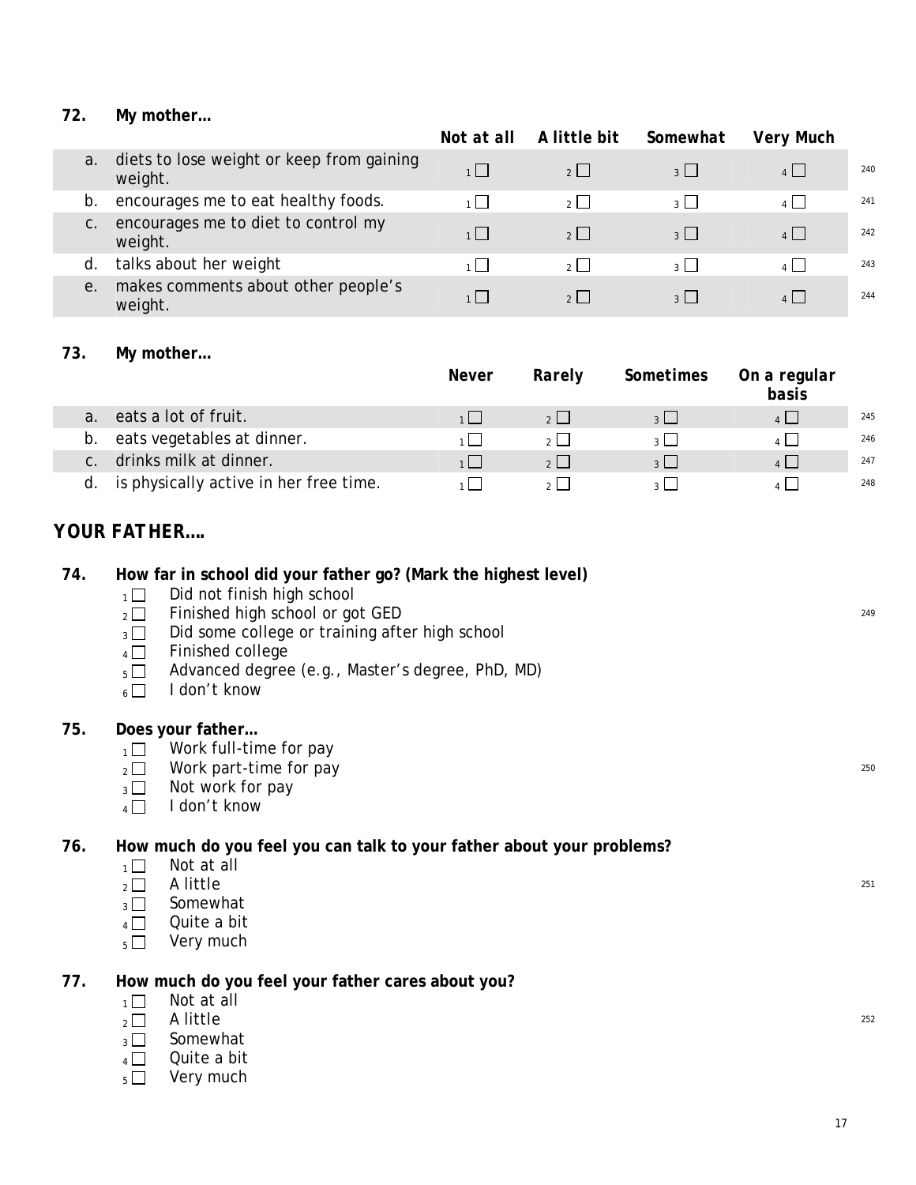**72. My mother…**

| | | Not at all | A little bit | Somewhat | Very Much | |
|---|---|---|---|---|---|---|
| a. | diets to lose weight or keep from gaining weight. | 1 ☐ | 2 ☐ | 3 ☐ | 4 ☐ | 240 |
| b. | encourages me to eat healthy foods. | 1 ☐ | 2 ☐ | 3 ☐ | 4 ☐ | 241 |
| c. | encourages me to diet to control my weight. | 1 ☐ | 2 ☐ | 3 ☐ | 4 ☐ | 242 |
| d. | talks about her weight | 1 ☐ | 2 ☐ | 3 ☐ | 4 ☐ | 243 |
| e. | makes comments about other people's weight. | 1 ☐ | 2 ☐ | 3 ☐ | 4 ☐ | 244 |

**73. My mother…**

| | | Never | Rarely | Sometimes | On a regular basis | |
|---|---|---|---|---|---|---|
| a. | eats a lot of fruit. | 1 ☐ | 2 ☐ | 3 ☐ | 4 ☐ | 245 |
| b. | eats vegetables at dinner. | 1 ☐ | 2 ☐ | 3 ☐ | 4 ☐ | 246 |
| c. | drinks milk at dinner. | 1 ☐ | 2 ☐ | 3 ☐ | 4 ☐ | 247 |
| d. | is physically active in her free time. | 1 ☐ | 2 ☐ | 3 ☐ | 4 ☐ | 248 |

## YOUR FATHER….

**74. How far in school did your father go? (Mark the highest level)** 249

- 1 ☐ Did not finish high school
- 2 ☐ Finished high school or got GED
- 3 ☐ Did some college or training after high school
- 4 ☐ Finished college
- 5 ☐ Advanced degree (e.g., Master's degree, PhD, MD)
- 6 ☐ I don't know

**75. Does your father…** 250

- 1 ☐ Work full-time for pay
- 2 ☐ Work part-time for pay
- 3 ☐ Not work for pay
- 4 ☐ I don't know

**76. How much do you feel you can talk to your father about your problems?** 251

- 1 ☐ Not at all
- 2 ☐ A little
- 3 ☐ Somewhat
- 4 ☐ Quite a bit
- 5 ☐ Very much

**77. How much do you feel your father cares about you?** 252

- 1 ☐ Not at all
- 2 ☐ A little
- 3 ☐ Somewhat
- 4 ☐ Quite a bit
- 5 ☐ Very much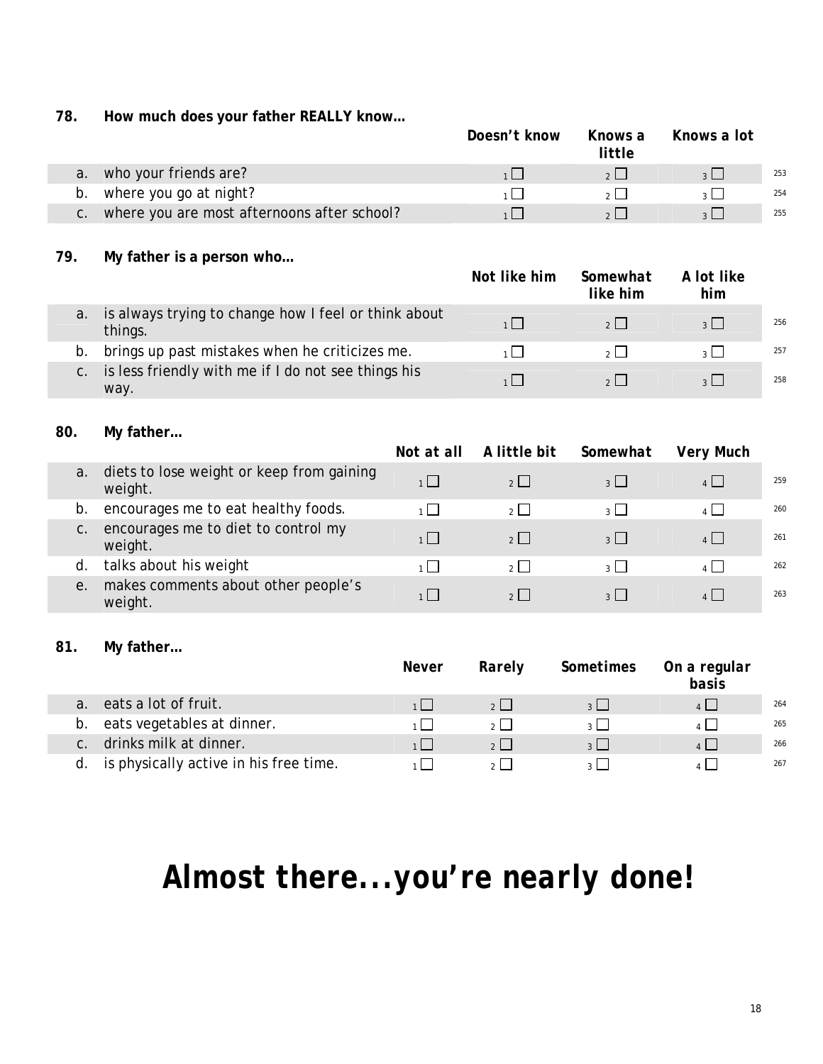**78. How much does your father REALLY know…**

| | | Doesn't know | Knows a little | Knows a lot | |
|---|---|---|---|---|---|
| a. | who your friends are? | 1 ☐ | 2 ☐ | 3 ☐ | 253 |
| b. | where you go at night? | 1 ☐ | 2 ☐ | 3 ☐ | 254 |
| c. | where you are most afternoons after school? | 1 ☐ | 2 ☐ | 3 ☐ | 255 |

**79. My father is a person who…**

| | | Not like him | Somewhat like him | A lot like him | |
|---|---|---|---|---|---|
| a. | is always trying to change how I feel or think about things. | 1 ☐ | 2 ☐ | 3 ☐ | 256 |
| b. | brings up past mistakes when he criticizes me. | 1 ☐ | 2 ☐ | 3 ☐ | 257 |
| c. | is less friendly with me if I do not see things his way. | 1 ☐ | 2 ☐ | 3 ☐ | 258 |

**80. My father…**

| | | Not at all | A little bit | Somewhat | Very Much | |
|---|---|---|---|---|---|---|
| a. | diets to lose weight or keep from gaining weight. | 1 ☐ | 2 ☐ | 3 ☐ | 4 ☐ | 259 |
| b. | encourages me to eat healthy foods. | 1 ☐ | 2 ☐ | 3 ☐ | 4 ☐ | 260 |
| c. | encourages me to diet to control my weight. | 1 ☐ | 2 ☐ | 3 ☐ | 4 ☐ | 261 |
| d. | talks about his weight | 1 ☐ | 2 ☐ | 3 ☐ | 4 ☐ | 262 |
| e. | makes comments about other people's weight. | 1 ☐ | 2 ☐ | 3 ☐ | 4 ☐ | 263 |

**81. My father…**

| | | Never | Rarely | Sometimes | On a regular basis | |
|---|---|---|---|---|---|---|
| a. | eats a lot of fruit. | 1 ☐ | 2 ☐ | 3 ☐ | 4 ☐ | 264 |
| b. | eats vegetables at dinner. | 1 ☐ | 2 ☐ | 3 ☐ | 4 ☐ | 265 |
| c. | drinks milk at dinner. | 1 ☐ | 2 ☐ | 3 ☐ | 4 ☐ | 266 |
| d. | is physically active in his free time. | 1 ☐ | 2 ☐ | 3 ☐ | 4 ☐ | 267 |

# Almost there...you're nearly done!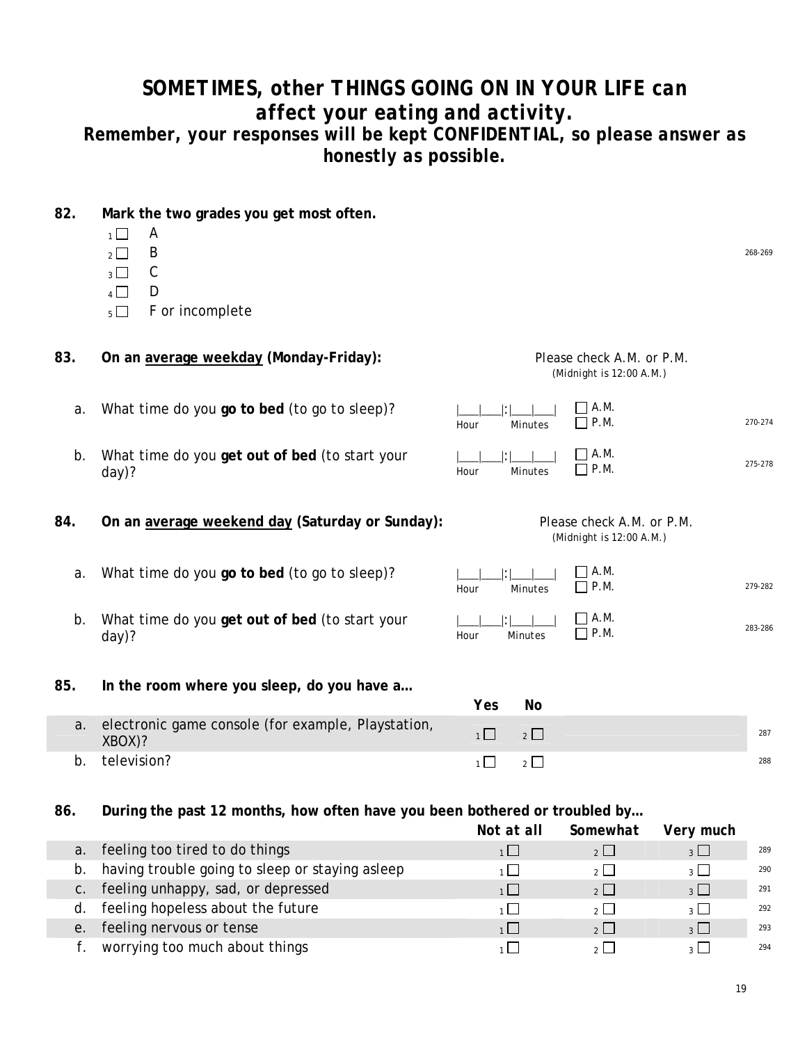## SOMETIMES, other THINGS GOING ON IN YOUR LIFE can affect your eating and activity.

### Remember, your responses will be kept CONFIDENTIAL, so please answer as honestly as possible.

**82. Mark the two grades you get most often.**

- 1 ☐ A
- 2 ☐ B
- 3 ☐ C
- 4 ☐ D
- 5 ☐ F or incomplete

268-269

**83. On an average weekday (Monday-Friday):**

Please check A.M. or P.M. (Midnight is 12:00 A.M.)

| | | Time | A.M./P.M. | |
|---|---|---|---|---|
| a. | What time do you **go to bed** (to go to sleep)? | \|\_\_\_\|\_\_\_\|:\|\_\_\_\|\_\_\_\| Hour Minutes | ☐ A.M. ☐ P.M. | 270-274 |
| b. | What time do you **get out of bed** (to start your day)? | \|\_\_\_\|\_\_\_\|:\|\_\_\_\|\_\_\_\| Hour Minutes | ☐ A.M. ☐ P.M. | 275-278 |

**84. On an average weekend day (Saturday or Sunday):**

Please check A.M. or P.M. (Midnight is 12:00 A.M.)

| | | Time | A.M./P.M. | |
|---|---|---|---|---|
| a. | What time do you **go to bed** (to go to sleep)? | \|\_\_\_\|\_\_\_\|:\|\_\_\_\|\_\_\_\| Hour Minutes | ☐ A.M. ☐ P.M. | 279-282 |
| b. | What time do you **get out of bed** (to start your day)? | \|\_\_\_\|\_\_\_\|:\|\_\_\_\|\_\_\_\| Hour Minutes | ☐ A.M. ☐ P.M. | 283-286 |

**85. In the room where you sleep, do you have a…**

| | | Yes | No | |
|---|---|---|---|---|
| a. | electronic game console (for example, Playstation, XBOX)? | 1 ☐ | 2 ☐ | 287 |
| b. | television? | 1 ☐ | 2 ☐ | 288 |

**86. During the past 12 months, how often have you been bothered or troubled by…**

| | | Not at all | Somewhat | Very much | |
|---|---|---|---|---|---|
| a. | feeling too tired to do things | 1 ☐ | 2 ☐ | 3 ☐ | 289 |
| b. | having trouble going to sleep or staying asleep | 1 ☐ | 2 ☐ | 3 ☐ | 290 |
| c. | feeling unhappy, sad, or depressed | 1 ☐ | 2 ☐ | 3 ☐ | 291 |
| d. | feeling hopeless about the future | 1 ☐ | 2 ☐ | 3 ☐ | 292 |
| e. | feeling nervous or tense | 1 ☐ | 2 ☐ | 3 ☐ | 293 |
| f. | worrying too much about things | 1 ☐ | 2 ☐ | 3 ☐ | 294 |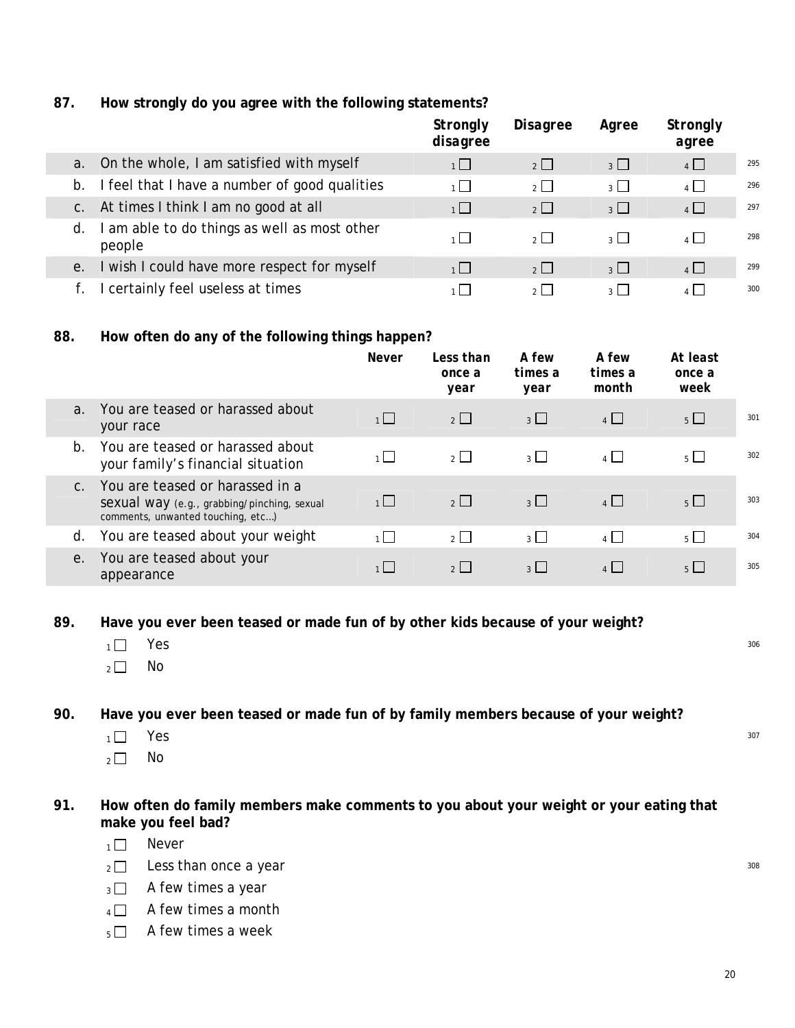**87. How strongly do you agree with the following statements?**

| | | Strongly disagree | Disagree | Agree | Strongly agree | |
|---|---|---|---|---|---|---|
| a. | On the whole, I am satisfied with myself | 1 ☐ | 2 ☐ | 3 ☐ | 4 ☐ | 295 |
| b. | I feel that I have a number of good qualities | 1 ☐ | 2 ☐ | 3 ☐ | 4 ☐ | 296 |
| c. | At times I think I am no good at all | 1 ☐ | 2 ☐ | 3 ☐ | 4 ☐ | 297 |
| d. | I am able to do things as well as most other people | 1 ☐ | 2 ☐ | 3 ☐ | 4 ☐ | 298 |
| e. | I wish I could have more respect for myself | 1 ☐ | 2 ☐ | 3 ☐ | 4 ☐ | 299 |
| f. | I certainly feel useless at times | 1 ☐ | 2 ☐ | 3 ☐ | 4 ☐ | 300 |

**88. How often do any of the following things happen?**

| | | Never | Less than once a year | A few times a year | A few times a month | At least once a week | |
|---|---|---|---|---|---|---|---|
| a. | You are teased or harassed about your race | 1 ☐ | 2 ☐ | 3 ☐ | 4 ☐ | 5 ☐ | 301 |
| b. | You are teased or harassed about your family's financial situation | 1 ☐ | 2 ☐ | 3 ☐ | 4 ☐ | 5 ☐ | 302 |
| c. | You are teased or harassed in a sexual way (e.g., grabbing/pinching, sexual comments, unwanted touching, etc…) | 1 ☐ | 2 ☐ | 3 ☐ | 4 ☐ | 5 ☐ | 303 |
| d. | You are teased about your weight | 1 ☐ | 2 ☐ | 3 ☐ | 4 ☐ | 5 ☐ | 304 |
| e. | You are teased about your appearance | 1 ☐ | 2 ☐ | 3 ☐ | 4 ☐ | 5 ☐ | 305 |

**89. Have you ever been teased or made fun of by other kids because of your weight?**

1 ☐ Yes
2 ☐ No

306

**90. Have you ever been teased or made fun of by family members because of your weight?**

1 ☐ Yes
2 ☐ No

307

**91. How often do family members make comments to you about your weight or your eating that make you feel bad?**

1 ☐ Never
2 ☐ Less than once a year
3 ☐ A few times a year
4 ☐ A few times a month
5 ☐ A few times a week

308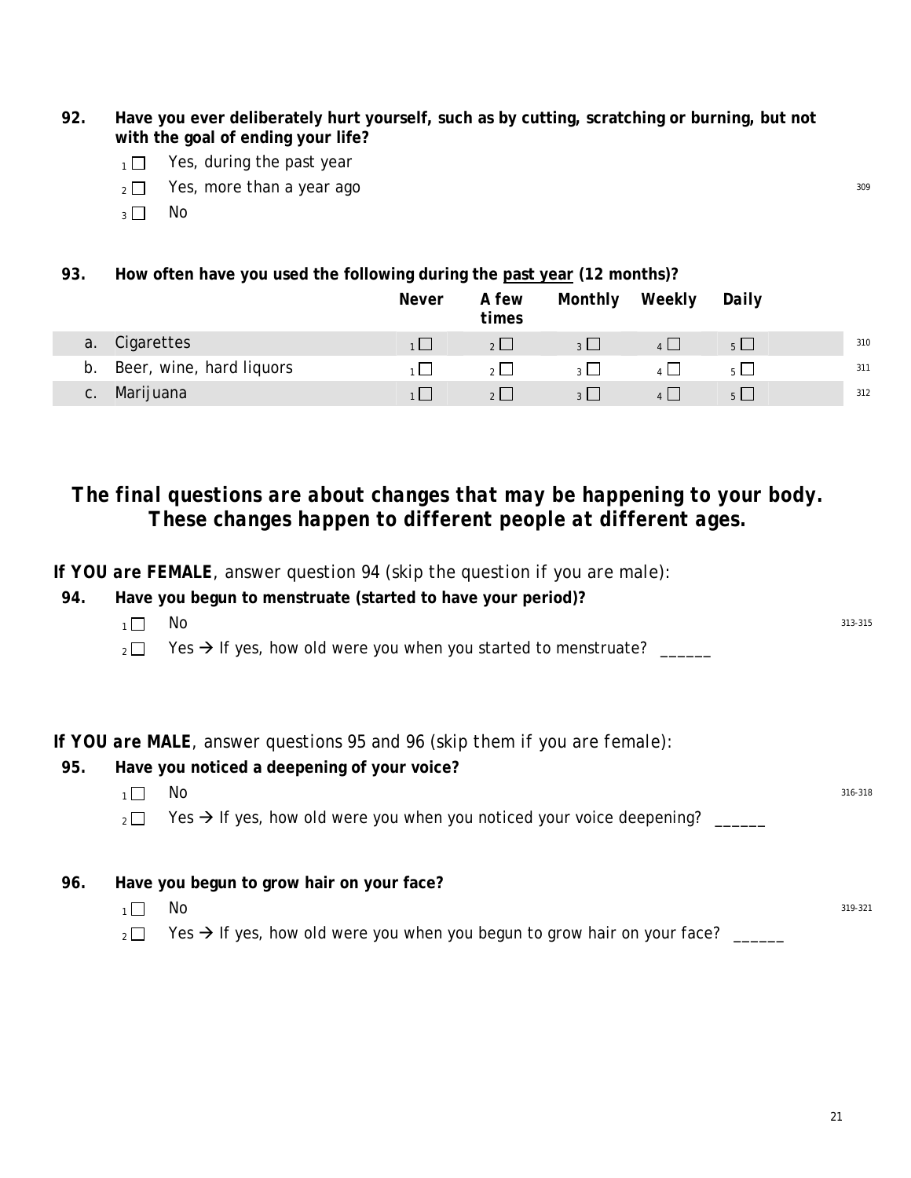**92. Have you ever deliberately hurt yourself, such as by cutting, scratching or burning, but not with the goal of ending your life?**

- 1 ☐ Yes, during the past year
- 2 ☐ Yes, more than a year ago
- 3 ☐ No

309

**93. How often have you used the following during the past year (12 months)?**

| | | Never | A few times | Monthly | Weekly | Daily | |
|---|---|---|---|---|---|---|---|
| a. | Cigarettes | 1 ☐ | 2 ☐ | 3 ☐ | 4 ☐ | 5 ☐ | 310 |
| b. | Beer, wine, hard liquors | 1 ☐ | 2 ☐ | 3 ☐ | 4 ☐ | 5 ☐ | 311 |
| c. | Marijuana | 1 ☐ | 2 ☐ | 3 ☐ | 4 ☐ | 5 ☐ | 312 |

## *The final questions are about changes that may be happening to your body. These changes happen to different people at different ages.*

***If YOU are FEMALE**, answer question 94 (skip the question if you are male):*

**94. Have you begun to menstruate (started to have your period)?**

- 1 ☐ No
- 2 ☐ Yes → If yes, how old were you when you started to menstruate? ______

313-315

***If YOU are MALE**, answer questions 95 and 96 (skip them if you are female):*

**95. Have you noticed a deepening of your voice?**

- 1 ☐ No
- 2 ☐ Yes → If yes, how old were you when you noticed your voice deepening? ______

316-318

**96. Have you begun to grow hair on your face?**

- 1 ☐ No
- 2 ☐ Yes → If yes, how old were you when you begun to grow hair on your face? ______

319-321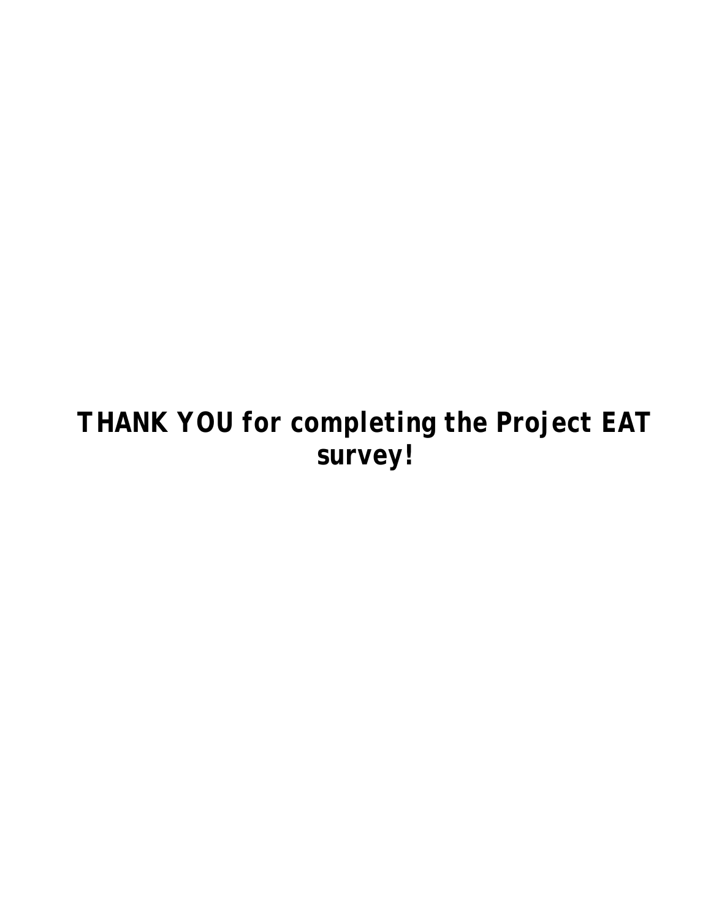***THANK YOU for completing the Project EAT survey!***